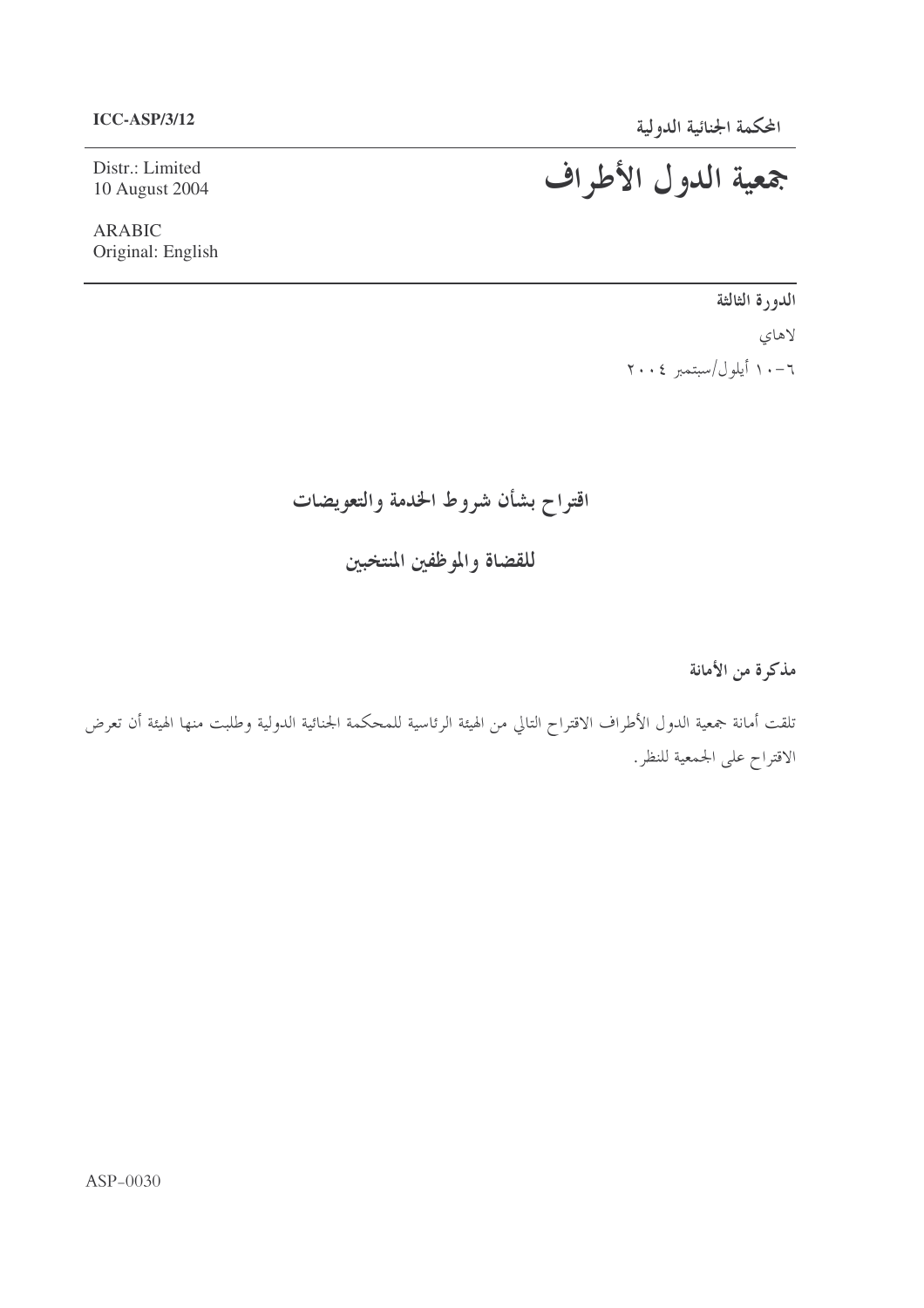**ICC-ASP/3/12**

**المحكمة الجنائية الدولية**

Distr.: Limited
10 August 2004

# جمعية الدول الأطراف

ARABIC
Original: English

**الدورة الثالثة**

لاهاي

٦-١٠ أيلول/سبتمبر ٢٠٠٤

## اقتراح بشأن شروط الخدمة والتعويضات

## للقضاة والموظفين المنتخبين

**مذكرة من الأمانة**

تلقت أمانة جمعية الدول الأطراف الاقتراح التالي من الهيئة الرئاسية للمحكمة الجنائية الدولية وطلبت منها الهيئة أن تعرض الاقتراح على الجمعية للنظر.

ASP-0030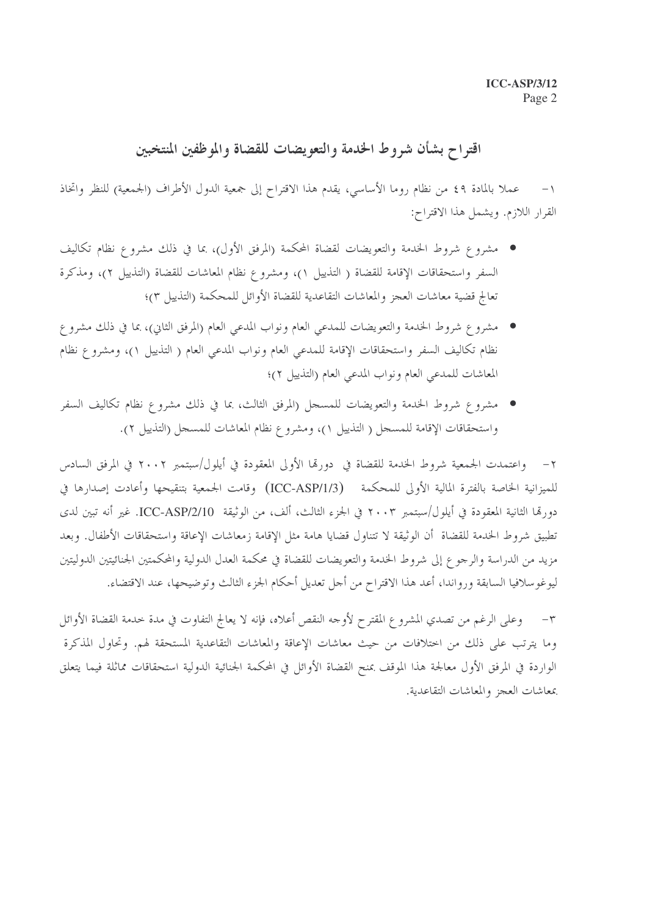# اقتراح بشأن شروط الخدمة والتعويضات للقضاة والموظفين المنتخبين

١- عملا بالمادة ٤٩ من نظام روما الأساسي، يقدم هذا الاقتراح إلى جمعية الدول الأطراف (الجمعية) للنظر واتخاذ القرار اللازم. ويشمل هذا الاقتراح:

- مشروع شروط الخدمة والتعويضات لقضاة المحكمة (المرفق الأول)، بما في ذلك مشروع نظام تكاليف السفر واستحقاقات الإقامة للقضاة ( التذييل ١)، ومشروع نظام المعاشات للقضاة (التذييل ٢)، ومذكرة تعالج قضية معاشات العجز والمعاشات التقاعدية للقضاة الأوائل للمحكمة (التذييل ٣)؛
- مشروع شروط الخدمة والتعويضات للمدعي العام ونواب المدعي العام (المرفق الثاني)، بما في ذلك مشروع نظام تكاليف السفر واستحقاقات الإقامة للمدعي العام ونواب المدعي العام ( التذييل ١)، ومشروع نظام المعاشات للمدعي العام ونواب المدعي العام (التذييل ٢)؛
- مشروع شروط الخدمة والتعويضات للمسجل (المرفق الثالث، بما في ذلك مشروع نظام تكاليف السفر واستحقاقات الإقامة للمسجل ( التذييل ١)، ومشروع نظام المعاشات للمسجل (التذييل ٢).

٢- واعتمدت الجمعية شروط الخدمة للقضاة في دورتها الأولى المعقودة في أيلول/سبتمبر ٢٠٠٢ في المرفق السادس للميزانية الخاصة بالفترة المالية الأولى للمحكمة (ICC-ASP/1/3) وقامت الجمعية بتنقيحها وأعادت إصدارها في دورتها الثانية المعقودة في أيلول/سبتمبر ٢٠٠٣ في الجزء الثالث، ألف، من الوثيقة ICC-ASP/2/10. غير أنه تبين لدى تطبيق شروط الخدمة للقضاة أن الوثيقة لا تتناول قضايا هامة مثل الإقامة زمعاشات الإعاقة واستحقاقات الأطفال. وبعد مزيد من الدراسة والرجوع إلى شروط الخدمة والتعويضات للقضاة في محكمة العدل الدولية والمحكمتين الجنائيتين الدوليتين ليوغوسلافيا السابقة ورواندا، أعد هذا الاقتراح من أجل تعديل أحكام الجزء الثالث وتوضيحها، عند الاقتضاء.

٣- وعلى الرغم من تصدي المشروع المقترح لأوجه النقص أعلاه، فإنه لا يعالج التفاوت في مدة خدمة القضاة الأوائل وما يترتب على ذلك من اختلافات من حيث معاشات الإعاقة والمعاشات التقاعدية المستحقة لهم. وتحاول المذكرة الواردة في المرفق الأول معالجة هذا الموقف بمنح القضاة الأوائل في المحكمة الجنائية الدولية استحقاقات مماثلة فيما يتعلق بمعاشات العجز والمعاشات التقاعدية.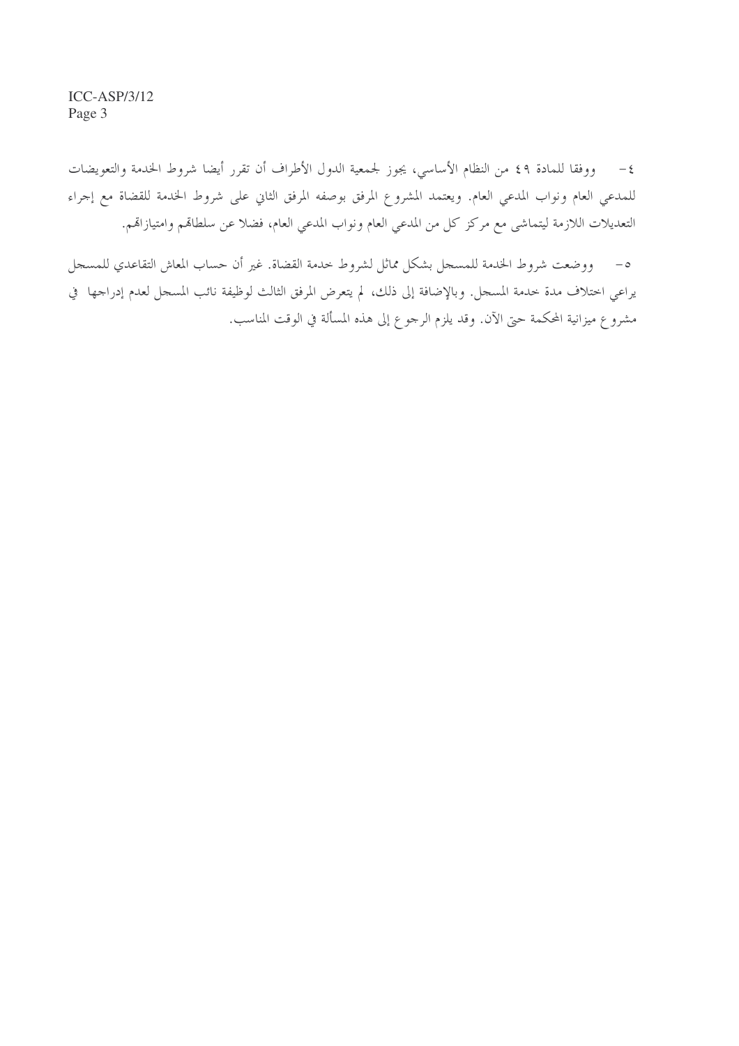٤- ووفقا للمادة ٤٩ من النظام الأساسي، يجوز لجمعية الدول الأطراف أن تقرر أيضا شروط الخدمة والتعويضات للمدعي العام ونواب المدعي العام. ويعتمد المشروع المرفق بوصفه المرفق الثاني على شروط الخدمة للقضاة مع إجراء التعديلات اللازمة ليتماشى مع مركز كل من المدعي العام ونواب المدعي العام، فضلا عن سلطاتهم وامتيازاتهم.

٥- ووضعت شروط الخدمة للمسجل بشكل مماثل لشروط خدمة القضاة. غير أن حساب المعاش التقاعدي للمسجل يراعي اختلاف مدة خدمة المسجل. وبالإضافة إلى ذلك، لم يتعرض المرفق الثالث لوظيفة نائب المسجل لعدم إدراجها في مشروع ميزانية المحكمة حتى الآن. وقد يلزم الرجوع إلى هذه المسألة في الوقت المناسب.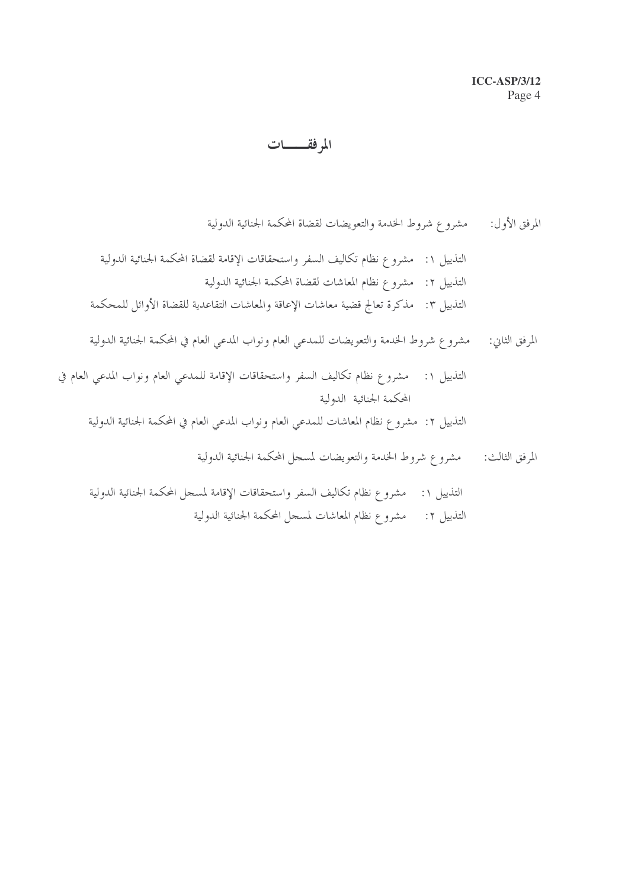# المرفقـــات

المرفق الأول: مشروع شروط الخدمة والتعويضات لقضاة المحكمة الجنائية الدولية

التذييل ١: مشروع نظام تكاليف السفر واستحقاقات الإقامة لقضاة المحكمة الجنائية الدولية

التذييل ٢: مشروع نظام المعاشات لقضاة المحكمة الجنائية الدولية

التذييل ٣: مذكرة تعالج قضية معاشات الإعاقة والمعاشات التقاعدية للقضاة الأوائل للمحكمة

المرفق الثاني: مشروع شروط الخدمة والتعويضات للمدعي العام ونواب المدعي العام في المحكمة الجنائية الدولية

التذييل ١: مشروع نظام تكاليف السفر واستحقاقات الإقامة للمدعي العام ونواب المدعي العام في المحكمة الجنائية الدولية

التذييل ٢: مشروع نظام المعاشات للمدعي العام ونواب المدعي العام في المحكمة الجنائية الدولية

المرفق الثالث: مشروع شروط الخدمة والتعويضات لمسجل المحكمة الجنائية الدولية

التذييل ١: مشروع نظام تكاليف السفر واستحقاقات الإقامة لمسجل المحكمة الجنائية الدولية

التذييل ٢: مشروع نظام المعاشات لمسجل المحكمة الجنائية الدولية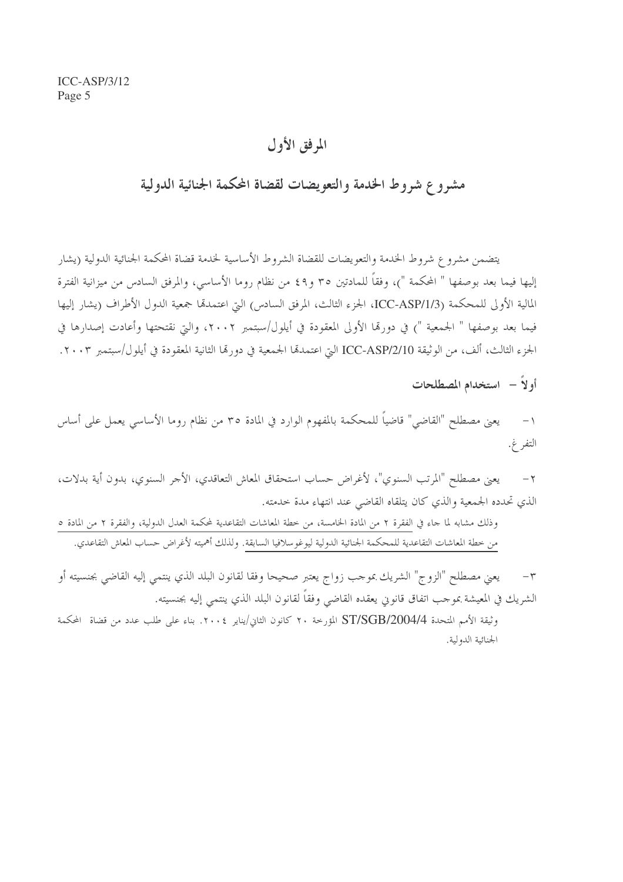# المرفق الأول

## مشروع شروط الخدمة والتعويضات لقضاة المحكمة الجنائية الدولية

يتضمن مشروع شروط الخدمة والتعويضات للقضاة الشروط الأساسية لخدمة قضاة المحكمة الجنائية الدولية (يشار إليها فيما بعد بوصفها " المحكمة ")، وفقاً للمادتين ٣٥ و٤٩ من نظام روما الأساسي، والمرفق السادس من ميزانية الفترة المالية الأولى للمحكمة (ICC-ASP/1/3، الجزء الثالث، المرفق السادس) التي اعتمدتها جمعية الدول الأطراف (يشار إليها فيما بعد بوصفها " الجمعية ") في دورتها الأولى المعقودة في أيلول/سبتمبر ٢٠٠٢، والتي نقحتها وأعادت إصدارها في الجزء الثالث، ألف، من الوثيقة ICC-ASP/2/10 التي اعتمدتها الجمعية في دورتها الثانية المعقودة في أيلول/سبتمبر ٢٠٠٣.

### أولاً – استخدام المصطلحات

١– يعني مصطلح "القاضي" قاضياً للمحكمة بالمفهوم الوارد في المادة ٣٥ من نظام روما الأساسي يعمل على أساس التفرغ.

٢– يعني مصطلح "المرتب السنوي"، لأغراض حساب استحقاق المعاش التعاقدي، الأجر السنوي، بدون أية بدلات، الذي تحدده الجمعية والذي كان يتلقاه القاضي عند انتهاء مدة خدمته.

<u>وذلك مشابه لما جاء في الفقرة ٢ من المادة الخامسة، من خطة المعاشات التقاعدية لمحكمة العدل الدولية، والفقرة ٢ من المادة ٥ من خطة المعاشات التقاعدية للمحكمة الجنائية الدولية ليوغوسلافيا السابقة. ولذلك أهميته لأغراض حساب المعاش التقاعدي.</u>

٣– يعني مصطلح "الزوج" الشريك بموجب زواج يعتبر صحيحا وفقا لقانون البلد الذي ينتمي إليه القاضي بجنسيته أو الشريك في المعيشة بموجب اتفاق قانوني يعقده القاضي وفقاً لقانون البلد الذي ينتمي إليه بجنسيته.

وثيقة الأمم المتحدة ST/SGB/2004/4 المؤرخة ٢٠ كانون الثاني/يناير ٢٠٠٤. بناء على طلب عدد من قضاة المحكمة الجنائية الدولية.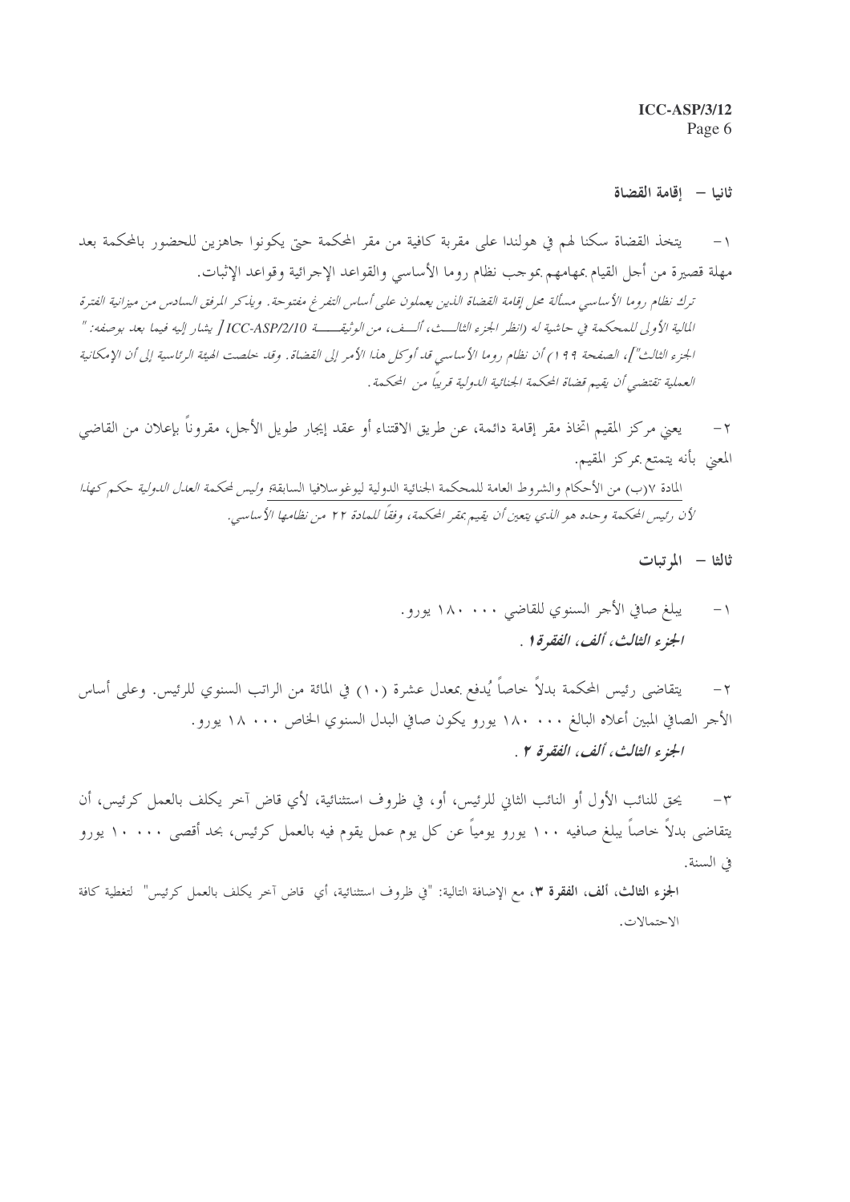## ثانيا – إقامة القضاة

١- يتخذ القضاة سكنا لهم في هولندا على مقربة كافية من مقر المحكمة حتى يكونوا جاهزين للحضور بالمحكمة بعد مهلة قصيرة من أجل القيام بمهامهم بموجب نظام روما الأساسي والقواعد الإجرائية وقواعد الإثبات.

*ترك نظام روما الأساسي مسألة محل إقامة القضاة الذين يعملون على أساس التفرغ مفتوحة. ويذكر المرفق السادس من ميزانية الفترة المالية الأولى للمحكمة في حاشية له (انظر الجزء الثالث، ألف، من الوثيقة ICC-ASP/2/10 [ يشار إليه فيما بعد بوصفه: " الجزء الثالث"]، الصفحة ١٩٩) أن نظام روما الأساسي قد أوكل هذا الأمر إلى القضاة. وقد خلصت الهيئة الرئاسية إلى أن الإمكانية العملية تقتضي أن يقيم قضاة المحكمة الجنائية الدولية قريباً من المحكمة.*

٢- يعني مركز المقيم اتخاذ مقر إقامة دائمة، عن طريق الاقتناء أو عقد إيجار طويل الأجل، مقروناً بإعلان من القاضي المعني بأنه يتمتع بمركز المقيم.

المادة ٧(ب) من الأحكام والشروط العامة للمحكمة الجنائية الدولية ليوغوسلافيا السابقة؛ *وليس لمحكمة العدل الدولية حكم كهذا لأن رئيس المحكمة وحده هو الذي يتعين أن يقيم بمقر المحكمة، وفقاً للمادة ٢٢ من نظامها الأساسي.*

## ثالثا – المرتبات

١- يبلغ صافي الأجر السنوي للقاضي ٠٠٠ ١٨٠ يورو.

***الجزء الثالث، ألف، الفقرة ١*** .

٢- يتقاضى رئيس المحكمة بدلاً خاصاً يُدفع بمعدل عشرة (١٠) في المائة من الراتب السنوي للرئيس. وعلى أساس الأجر الصافي المبين أعلاه البالغ ٠٠٠ ١٨٠ يورو يكون صافي البدل السنوي الخاص ٠٠٠ ١٨ يورو.

***الجزء الثالث، ألف، الفقرة ٢*** .

٣- يحق للنائب الأول أو النائب الثاني للرئيس، أو، في ظروف استثنائية، لأي قاض آخر يكلف بالعمل كرئيس، أن يتقاضى بدلاً خاصاً يبلغ صافيه ١٠٠ يورو يومياً عن كل يوم عمل يقوم فيه بالعمل كرئيس، بحد أقصى ٠٠٠ ١٠ يورو في السنة.

**الجزء الثالث، ألف، الفقرة ٣**، مع الإضافة التالية: "في ظروف استثنائية، أي قاض آخر يكلف بالعمل كرئيس" لتغطية كافة الاحتمالات.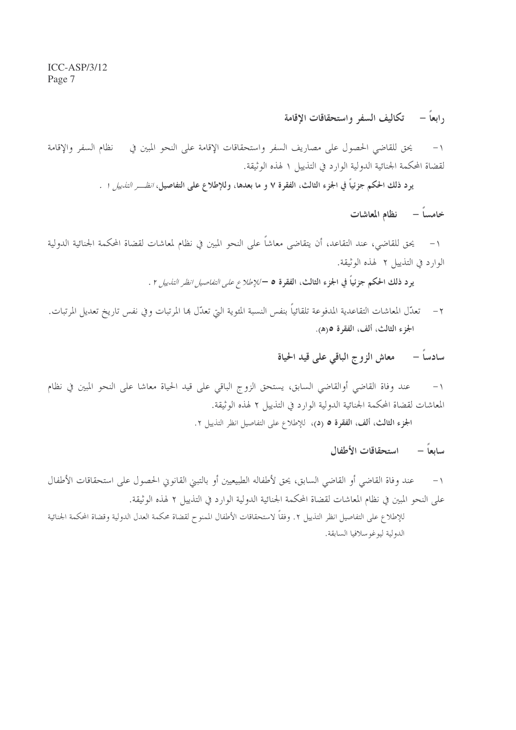## رابعاً – تكاليف السفر واستحقاقات الإقامة

١- يحق للقاضي الحصول على مصاريف السفر واستحقاقات الإقامة على النحو المبين في نظام السفر والإقامة لقضاة المحكمة الجنائية الدولية الوارد في التذييل ١ لهذه الوثيقة.

**يرد ذلك الحكم جزئياً في الجزء الثالث، الفقرة ٧ و ما بعدها، وللإطلاع على التفاصيل،** *انظر التذييل ١* .

## خامساً – نظام المعاشات

١- يحق للقاضي، عند التقاعد، أن يتقاضى معاشاً على النحو المبين في نظام لمعاشات لقضاة المحكمة الجنائية الدولية الوارد في التذييل ٢ لهذه الوثيقة.

**يرد ذلك الحكم جزئياً في الجزء الثالث، الفقرة ٥** – *للإطلاع على التفاصيل انظر التذييل ٢* .

٢- تعدّل المعاشات التقاعدية المدفوعة تلقائياً بنفس النسبة المئوية التي تعدّل بها المرتبات وفي نفس تاريخ تعديل المرتبات.
**الجزء الثالث، ألف، الفقرة ٥(هـ).**

## سادساً – معاش الزوج الباقي على قيد الحياة

١- عند وفاة القاضي أوالقاضي السابق، يستحق الزوج الباقي على قيد الحياة معاشا على النحو المبين في نظام المعاشات لقضاة المحكمة الجنائية الدولية الوارد في التذييل ٢ لهذه الوثيقة.

**الجزء الثالث، ألف، الفقرة ٥ (د)،** للإطلاع على التفاصيل انظر التذييل ٢.

## سابعاً – استحقاقات الأطفال

١- عند وفاة القاضي أو القاضي السابق، يحق لأطفاله الطبيعيين أو بالتبني القانوني الحصول على استحقاقات الأطفال على النحو المبين في نظام المعاشات لقضاة المحكمة الجنائية الدولية الوارد في التذييل ٢ لهذه الوثيقة.

للإطلاع على التفاصيل انظر التذييل ٢. وفقاً لاستحقاقات الأطفال الممنوح لقضاة محكمة العدل الدولية وقضاة المحكمة الجنائية الدولية ليوغوسلافيا السابقة.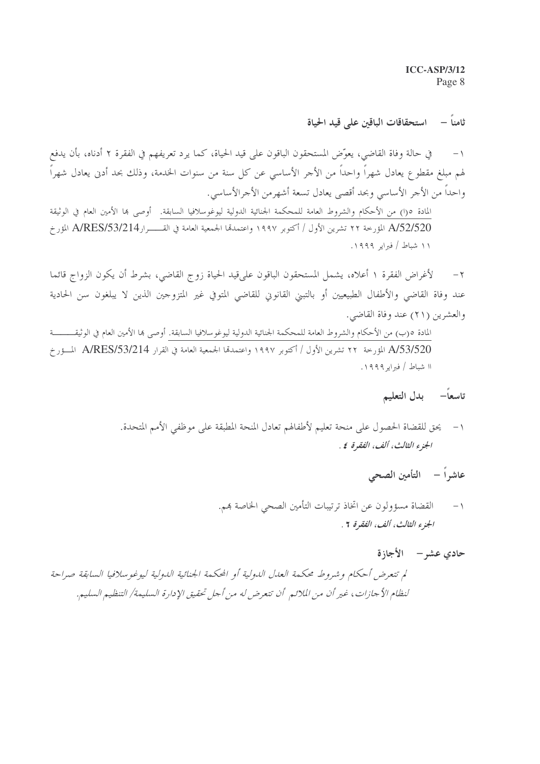## ثامناً – استحقاقات الباقين على قيد الحياة

١- في حالة وفاة القاضي، يعوّض المستحقون الباقون على قيد الحياة، كما يرد تعريفهم في الفقرة ٢ أدناه، بأن يدفع لهم مبلغ مقطوع يعادل شهراً واحداً من الأجر الأساسي عن كل سنة من سنوات الخدمة، وذلك بحد أدنى يعادل شهراً واحداً من الأجر الأساسي وبحد أقصى يعادل تسعة أشهرمن الأجرالأساسي.

المادة ٥(ا) من الأحكام والشروط العامة للمحكمة الجنائية الدولية ليوغوسلافيا السابقة. أوصى بها الأمين العام في الوثيقة A/52/520 المؤرخة ٢٢ تشرين الأول / أكتوبر ١٩٩٧ واعتمدتها الجمعية العامة في القرارA/RES/53/214 المؤرخ ١١ شباط / فبراير ١٩٩٩.

٢- لأغراض الفقرة ١ أعلاه، يشمل المستحقون الباقون علىقيد الحياة زوج القاضي، بشرط أن يكون الزواج قائما عند وفاة القاضي والأطفال الطبيعيين أو بالتبني القانوني للقاضي المتوفي غير المتزوجين الذين لا يبلغون سن الحادية والعشرين (٢١) عند وفاة القاضي.

المادة ٥(ب) من الأحكام والشروط العامة للمحكمة الجنائية الدولية ليوغوسلافيا السابقة. أوصى بها الأمين العام في الوثيقة A/53/520 المؤرخة ٢٢ تشرين الأول / أكتوبر ١٩٩٧ واعتمدتها الجمعية العامة في القرار A/RES/53/214 المؤرخ ١١ شباط / فبراير١٩٩٩.

## تاسعاً– بدل التعليم

١- يحق للقضاة الحصول على منحة تعليم لأطفالهم تعادل المنحة المطبقة على موظفي الأمم المتحدة.

*الجزء الثالث، ألف، الفقرة ٤ .*

## عاشراً – التأمين الصحي

١- القضاة مسؤولون عن اتخاذ ترتيبات التأمين الصحي الخاصة بهم.

*الجزء الثالث، ألف، الفقرة ٦ .*

## حادي عشر– الأجازة

*لم تتعرض أحكام وشروط محكمة العدل الدولية أو المحكمة الجنائية الدولية ليوغوسلافيا السابقة صراحة لنظام الأجازات، غير أن من الملائم أن تتعرض له من أجل تحقيق الإدارة السليمة/ التنظيم السليم.*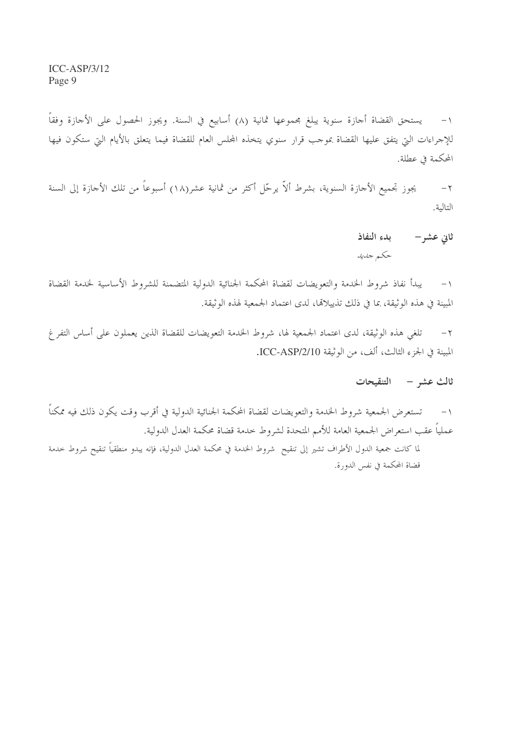١- يستحق القضاة أجازة سنوية يبلغ مجموعها ثمانية (٨) أسابيع في السنة. ويجوز الحصول على الأجازة وفقاً للإجراءات التي يتفق عليها القضاة بموجب قرار سنوي يتخذه المجلس العام للقضاة فيما يتعلق بالأيام التي ستكون فيها المحكمة في عطلة.

٢- يجوز تجميع الأجازة السنوية، بشرط ألاّ يرحّل أكثر من ثمانية عشر(١٨) أسبوعاً من تلك الأجازة إلى السنة التالية.

### ثاني عشر– بدء النفاذ

*حكم جديد*

١- يبدأ نفاذ شروط الخدمة والتعويضات لقضاة المحكمة الجنائية الدولية المتضمنة للشروط الأساسية لخدمة القضاة المبينة في هذه الوثيقة، بما في ذلك تذييلاتها، لدى اعتماد الجمعية لهذه الوثيقة.

٢- تلغي هذه الوثيقة، لدى اعتماد الجمعية لها، شروط الخدمة التعويضات للقضاة الذين يعملون على أساس التفرغ المبينة في الجزء الثالث، ألف، من الوثيقة ICC-ASP/2/10.

### ثالث عشر – التنقيحات

١- تستعرض الجمعية شروط الخدمة والتعويضات لقضاة المحكمة الجنائية الدولية في أقرب وقت يكون ذلك فيه ممكناً عملياً عقب استعراض الجمعية العامة للأمم المتحدة لشروط خدمة قضاة محكمة العدل الدولية.

لما كانت جمعية الدول الأطراف تشير إلى تنقيح شروط الخدمة في محكمة العدل الدولية، فإنه يبدو منطقياً تنقيح شروط خدمة قضاة المحكمة في نفس الدورة.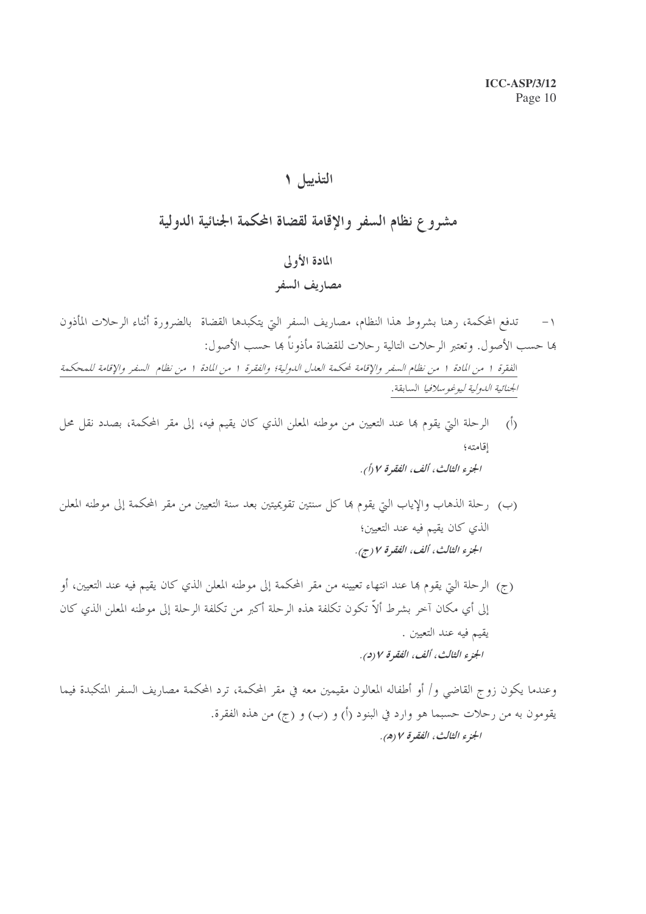# التذييل ١

## مشروع نظام السفر والإقامة لقضاة المحكمة الجنائية الدولية

### المادة الأولى

### مصاريف السفر

١ - تدفع المحكمة، رهنا بشروط هذا النظام، مصاريف السفر التي يتكبدها القضاة بالضرورة أثناء الرحلات المأذون بها حسب الأصول. وتعتبر الرحلات التالية رحلات للقضاة مأذوناً بها حسب الأصول:

*الفقرة ١ من المادة ١ من نظام السفر والإقامة لمحكمة العدل الدولية؛ والفقرة ١ من المادة ١ من نظام السفر والإقامة للمحكمة الجنائية الدولية ليوغوسلافيا السابقة.*

(أ) الرحلة التي يقوم بها عند التعيين من موطنه المعلن الذي كان يقيم فيه، إلى مقر المحكمة، بصدد نقل محل إقامته؛

***الجزء الثالث، ألف، الفقرة ٧ (أ).***

(ب) رحلة الذهاب والإياب التي يقوم بها كل سنتين تقويميتين بعد سنة التعيين من مقر المحكمة إلى موطنه المعلن الذي كان يقيم فيه عند التعيين؛

***الجزء الثالث، ألف، الفقرة ٧ (ج).***

(ج) الرحلة التي يقوم بها عند انتهاء تعيينه من مقر المحكمة إلى موطنه المعلن الذي كان يقيم فيه عند التعيين، أو إلى أي مكان آخر بشرط ألاّ تكون تكلفة هذه الرحلة أكبر من تكلفة الرحلة إلى موطنه المعلن الذي كان يقيم فيه عند التعيين .

***الجزء الثالث، ألف، الفقرة ٧ (د).***

وعندما يكون زوج القاضي و/ أو أطفاله المعالون مقيمين معه في مقر المحكمة، ترد المحكمة مصاريف السفر المتكبدة فيما يقومون به من رحلات حسبما هو وارد في البنود (أ) و (ب) و (ج) من هذه الفقرة.

***الجزء الثالث، الفقرة ٧ (هـ).***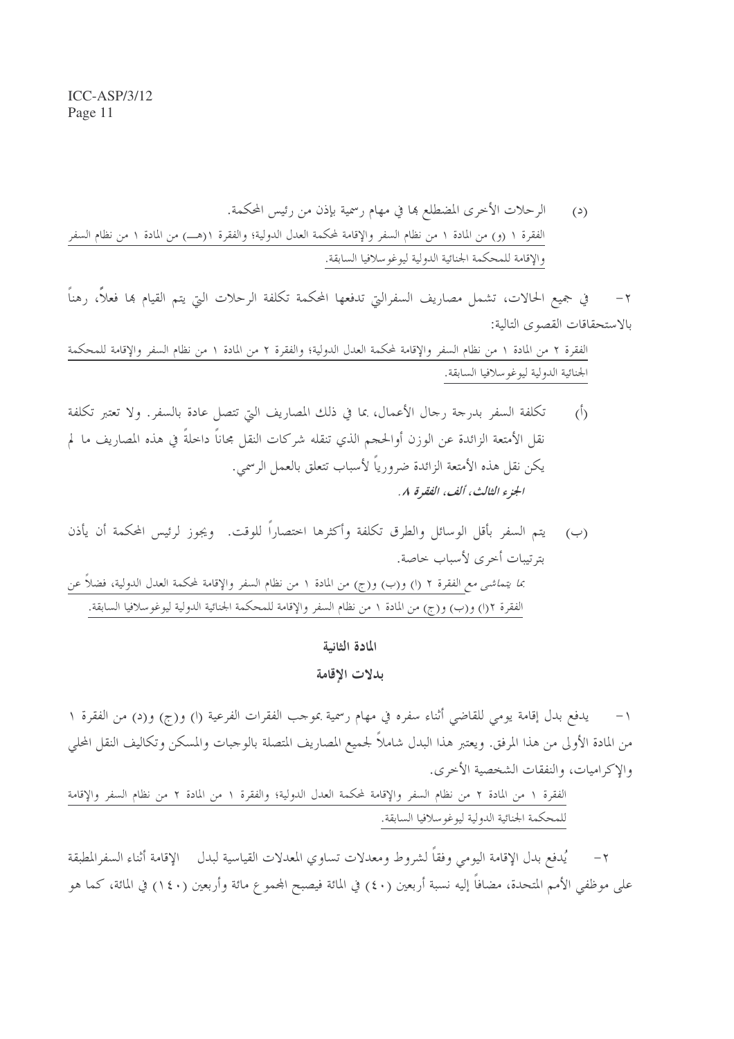(د) الرحلات الأخرى المضطلع بها في مهام رسمية بإذن من رئيس المحكمة.

الفقرة ١ (و) من المادة ١ من نظام السفر والإقامة لمحكمة العدل الدولية؛ والفقرة ١(هـ) من المادة ١ من نظام السفر والإقامة للمحكمة الجنائية الدولية ليوغوسلافيا السابقة.

٢- في جميع الحالات، تشمل مصاريف السفرالتي تدفعها المحكمة تكلفة الرحلات التي يتم القيام بها فعلاً، رهناً بالاستحقاقات القصوى التالية:

الفقرة ٢ من المادة ١ من نظام السفر والإقامة لمحكمة العدل الدولية؛ والفقرة ٢ من المادة ١ من نظام السفر والإقامة للمحكمة الجنائية الدولية ليوغوسلافيا السابقة.

(أ) تكلفة السفر بدرجة رجال الأعمال، بما في ذلك المصاريف التي تتصل عادة بالسفر. ولا تعتبر تكلفة نقل الأمتعة الزائدة عن الوزن أوالحجم الذي تنقله شركات النقل مجاناً داخلةً في هذه المصاريف ما لم يكن نقل هذه الأمتعة الزائدة ضرورياً لأسباب تتعلق بالعمل الرسمي.

***الجزء الثالث، ألف، الفقرة ٨.***

(ب) يتم السفر بأقل الوسائل والطرق تكلفة وأكثرها اختصاراً للوقت. ويجوز لرئيس المحكمة أن يأذن بترتيبات أخرى لأسباب خاصة.

*بما يتماشى مع* الفقرة ٢ (ا) و(ب) و(ج) من المادة ١ من نظام السفر والإقامة لمحكمة العدل الدولية، فضلاً عن الفقرة ٢(ا) و(ب) و(ج) من المادة ١ من نظام السفر والإقامة للمحكمة الجنائية الدولية ليوغوسلافيا السابقة.

## المادة الثانية

## بدلات الإقامة

١- يدفع بدل إقامة يومي للقاضي أثناء سفره في مهام رسمية بموجب الفقرات الفرعية (ا) و(ج) و(د) من الفقرة ١ من المادة الأولى من هذا المرفق. ويعتبر هذا البدل شاملاً لجميع المصاريف المتصلة بالوجبات والمسكن وتكاليف النقل المحلي والإكراميات، والنفقات الشخصية الأخرى.

الفقرة ١ من المادة ٢ من نظام السفر والإقامة لمحكمة العدل الدولية؛ والفقرة ١ من المادة ٢ من نظام السفر والإقامة للمحكمة الجنائية الدولية ليوغوسلافيا السابقة.

٢- يُدفع بدل الإقامة اليومي وفقاً لشروط ومعدلات تساوي المعدلات القياسية لبدل الإقامة أثناء السفرالمطبقة على موظفي الأمم المتحدة، مضافاً إليه نسبة أربعين (٤٠) في المائة فيصبح المجموع مائة وأربعين (١٤٠) في المائة، كما هو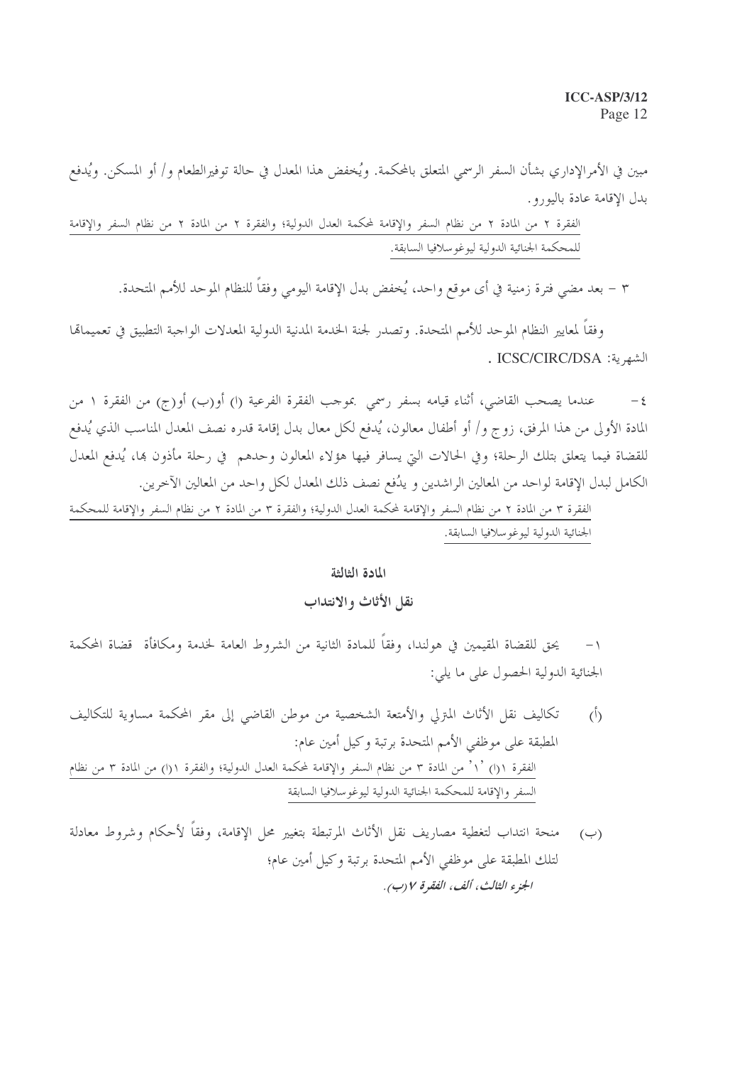مبين في الأمرالإداري بشأن السفر الرسمي المتعلق بالمحكمة. ويُخفض هذا المعدل في حالة توفيرالطعام و/ أو المسكن. ويُدفع بدل الإقامة عادة باليورو.

الفقرة ٢ من المادة ٢ من نظام السفر والإقامة لمحكمة العدل الدولية؛ والفقرة ٢ من المادة ٢ من نظام السفر والإقامة للمحكمة الجنائية الدولية ليوغوسلافيا السابقة.

٣ – بعد مضي فترة زمنية في أى موقع واحد، يُخفض بدل الإقامة اليومي وفقاً للنظام الموحد للأمم المتحدة.

وفقاً لمعايير النظام الموحد للأمم المتحدة. وتصدر لجنة الخدمة المدنية الدولية المعدلات الواجبة التطبيق في تعميماتها الشهرية: ICSC/CIRC/DSA .

٤ – عندما يصحب القاضي، أثناء قيامه بسفر رسمي بموجب الفقرة الفرعية (ا) أو(ب) أو(ج) من الفقرة ١ من المادة الأولى من هذا المرفق، زوج و/ أو أطفال معالون، يُدفع لكل معال بدل إقامة قدره نصف المعدل المناسب الذي يُدفع للقضاة فيما يتعلق بتلك الرحلة؛ وفي الحالات التي يسافر فيها هؤلاء المعالون وحدهم في رحلة مأذون بها، يُدفع المعدل الكامل لبدل الإقامة لواحد من المعالين الراشدين و يدُفع نصف ذلك المعدل لكل واحد من المعالين الآخرين.

الفقرة ٣ من المادة ٢ من نظام السفر والإقامة لمحكمة العدل الدولية؛ والفقرة ٣ من المادة ٢ من نظام السفر والإقامة للمحكمة الجنائية الدولية ليوغوسلافيا السابقة.

## المادة الثالثة

## نقل الأثاث والانتداب

١ – يحق للقضاة المقيمين في هولندا، وفقاً للمادة الثانية من الشروط العامة لخدمة ومكافأة قضاة المحكمة الجنائية الدولية الحصول على ما يلي:

(أ) تكاليف نقل الأثاث المنزلي والأمتعة الشخصية من موطن القاضي إلى مقر المحكمة مساوية للتكاليف المطبقة على موظفي الأمم المتحدة برتبة وكيل أمين عام:

الفقرة ١(ا) '١' من المادة ٣ من نظام السفر والإقامة لمحكمة العدل الدولية؛ والفقرة ١(ا) من المادة ٣ من نظام السفر والإقامة للمحكمة الجنائية الدولية ليوغوسلافيا السابقة

(ب) منحة انتداب لتغطية مصاريف نقل الأثاث المرتبطة بتغيير محل الإقامة، وفقاً لأحكام وشروط معادلة لتلك المطبقة على موظفي الأمم المتحدة برتبة وكيل أمين عام؛

***الجزء الثالث، ألف، الفقرة ٧(ب).***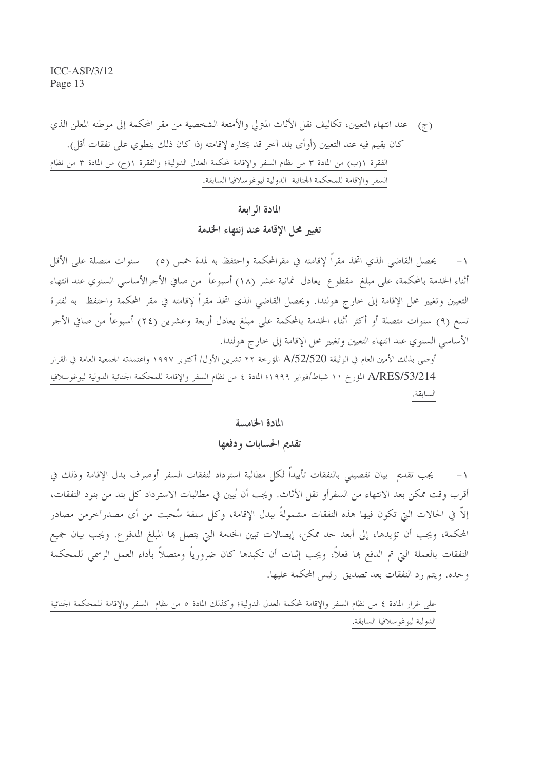(ج) عند انتهاء التعيين، تكاليف نقل الأثاث المنزلي والأمتعة الشخصية من مقر المحكمة إلى موطنه المعلن الذي كان يقيم فيه عند التعيين (أوأى بلد آخر قد يختاره لإقامته إذا كان ذلك ينطوي على نفقات أقل).

الفقرة ١(ب) من المادة ٣ من نظام السفر والإقامة لمحكمة العدل الدولية؛ والفقرة ١(ج) من المادة ٣ من نظام السفر والإقامة للمحكمة الجنائية الدولية ليوغوسلافيا السابقة.

## المادة الرابعة

## تغيير محل الإقامة عند إنتهاء الخدمة

١- يحصل القاضي الذي اتخذ مقراً لإقامته في مقرالمحكمة واحتفظ به لمدة خمس (٥) سنوات متصلة على الأقل أثناء الخدمة بالمحكمة، على مبلغ مقطوع يعادل ثمانية عشر (١٨) أسبوعاً من صافي الأجرالأساسي السنوي عند انتهاء التعيين وتغيير محل الإقامة إلى خارج هولندا. ويحصل القاضي الذي اتخذ مقراً لإقامته في مقر المحكمة واحتفظ به لفترة تسع (٩) سنوات متصلة أو أكثر أثناء الخدمة بالمحكمة على مبلغ يعادل أربعة وعشرين (٢٤) أسبوعاً من صافي الأجر الأساسي السنوي عند انتهاء التعيين وتغيير محل الإقامة إلى خارج هولندا.

أوصى بذلك الأمين العام في الوثيقة A/52/520 المؤرخة ٢٢ تشرين الأول/ أكتوبر ١٩٩٧ واعتمدته الجمعية العامة في القرار A/RES/53/214 المؤرخ ١١ شباط/فبراير ١٩٩٩؛ المادة ٤ من نظام السفر والإقامة للمحكمة الجنائية الدولية ليوغوسلافيا السابقة.

## المادة الخامسة

## تقديم الحسابات ودفعها

١- يجب تقديم بيان تفصيلي بالنفقات تأييداً لكل مطالبة استرداد لنفقات السفر أوصرف بدل الإقامة وذلك في أقرب وقت ممكن بعد الانتهاء من السفرأو نقل الأثاث. ويجب أن يُبين في مطالبات الاسترداد كل بند من بنود النفقات، إلاّ في الحالات التي تكون فيها هذه النفقات مشمولةً ببدل الإقامة، وكل سلفة سُحبت من أى مصدرآخرمن مصادر المحكمة، ويجب أن تؤيدها، إلى أبعد حد ممكن، إيصالات تبين الخدمة التي يتصل بها المبلغ المدفوع. ويجب بيان جميع النفقات بالعملة التي تم الدفع بها فعلاً، ويجب إثبات أن تكبدها كان ضرورياً ومتصلاً بأداء العمل الرسمي للمحكمة وحده. ويتم رد النفقات بعد تصديق رئيس المحكمة عليها.

على غرار المادة ٤ من نظام السفر والإقامة لمحكمة العدل الدولية؛ وكذلك المادة ٥ من نظام السفر والإقامة للمحكمة الجنائية الدولية ليوغوسلافيا السابقة.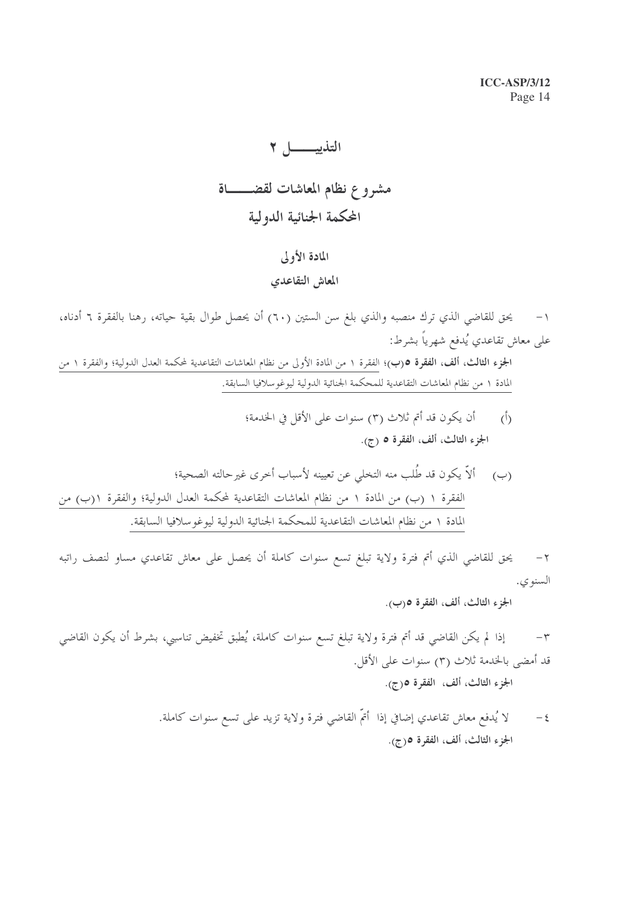# التذييـــــل ٢

## مشروع نظام المعاشات لقضـــــاة المحكمة الجنائية الدولية

### المادة الأولى

### المعاش التقاعدي

١- يحق للقاضي الذي ترك منصبه والذي بلغ سن الستين (٦٠) أن يحصل طوال بقية حياته، رهنا بالفقرة ٦ أدناه، على معاش تقاعدي يُدفع شهرياً بشرط:

**الجزء الثالث، ألف، الفقرة ٥(ب)**؛ الفقرة ١ من المادة الأولى من نظام المعاشات التقاعدية لمحكمة العدل الدولية؛ والفقرة ١ من المادة ١ من نظام المعاشات التقاعدية للمحكمة الجنائية الدولية ليوغوسلافيا السابقة.

(أ) أن يكون قد أتم ثلاث (٣) سنوات على الأقل في الخدمة؛

**الجزء الثالث، ألف، الفقرة ٥ (ج).**

(ب) ألاّ يكون قد طُلب منه التخلي عن تعيينه لأسباب أخرى غير حالته الصحية؛

الفقرة ١ (ب) من المادة ١ من نظام المعاشات التقاعدية لمحكمة العدل الدولية؛ والفقرة ١(ب) من المادة ١ من نظام المعاشات التقاعدية للمحكمة الجنائية الدولية ليوغوسلافيا السابقة.

٢- يحق للقاضي الذي أتم فترة ولاية تبلغ تسع سنوات كاملة أن يحصل على معاش تقاعدي مساو لنصف راتبه السنوي.

**الجزء الثالث، ألف، الفقرة ٥(ب).**

٣- إذا لم يكن القاضي قد أتم فترة ولاية تبلغ تسع سنوات كاملة، يُطبق تخفيض تناسبي، بشرط أن يكون القاضي قد أمضى بالخدمة ثلاث (٣) سنوات على الأقل.

**الجزء الثالث، ألف، الفقرة ٥(ج).**

٤- لا يُدفع معاش تقاعدي إضافي إذا أتمّ القاضي فترة ولاية تزيد على تسع سنوات كاملة.

**الجزء الثالث، ألف، الفقرة ٥(ج).**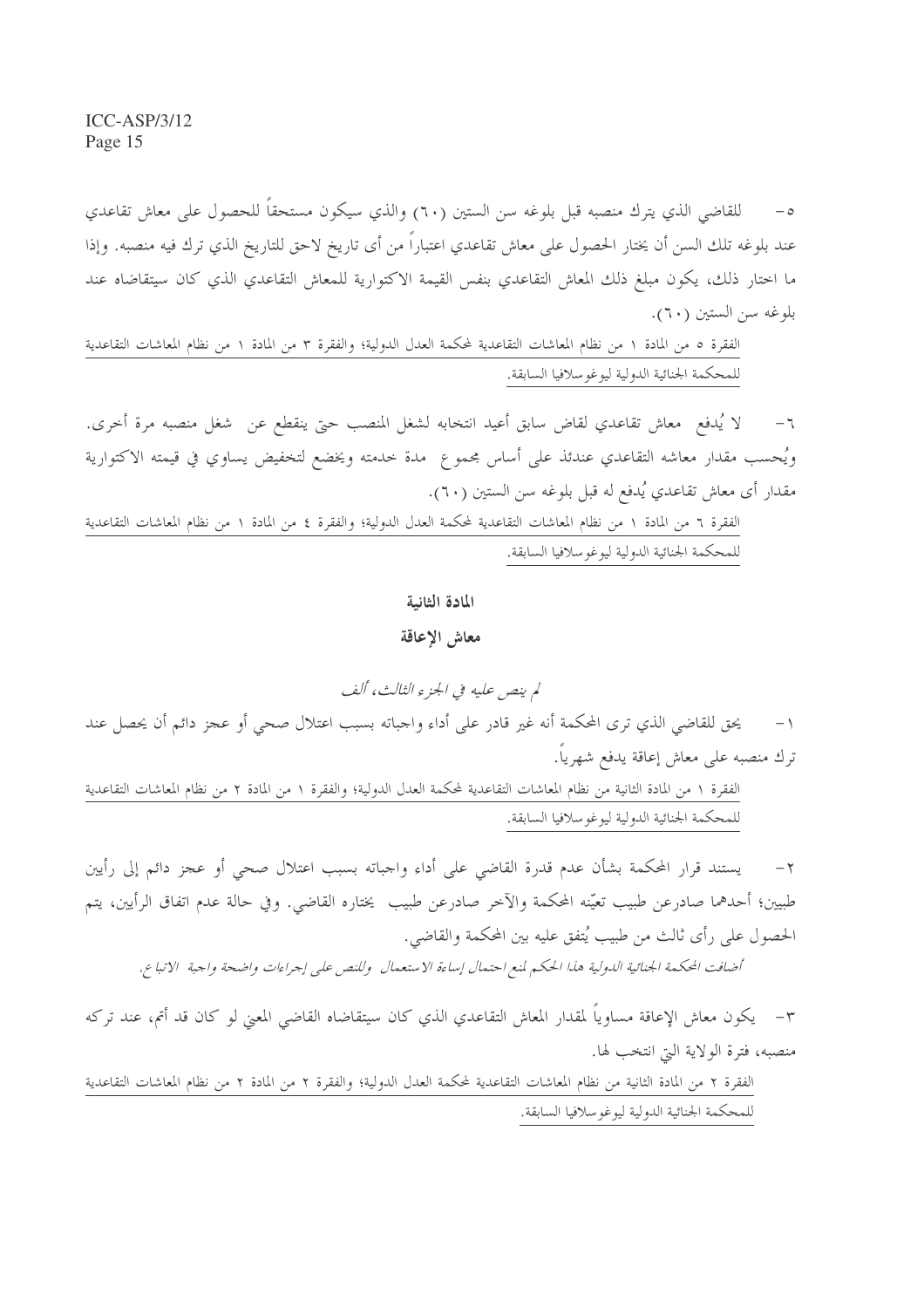٥- للقاضي الذي يترك منصبه قبل بلوغه سن الستين (٦٠) والذي سيكون مستحقاً للحصول على معاش تقاعدي عند بلوغه تلك السن أن يختار الحصول على معاش تقاعدي اعتباراً من أي تاريخ لاحق للتاريخ الذي ترك فيه منصبه. وإذا ما اختار ذلك، يكون مبلغ ذلك المعاش التقاعدي بنفس القيمة الاكتوارية للمعاش التقاعدي الذي كان سيتقاضاه عند بلوغه سن الستين (٦٠).

الفقرة ٥ من المادة ١ من نظام المعاشات التقاعدية لمحكمة العدل الدولية؛ والفقرة ٣ من المادة ١ من نظام المعاشات التقاعدية للمحكمة الجنائية الدولية ليوغوسلافيا السابقة.

٦- لا يُدفع معاش تقاعدي لقاض سابق أعيد انتخابه لشغل المنصب حتى ينقطع عن شغل منصبه مرة أخرى. ويُحسب مقدار معاشه التقاعدي عندئذ على أساس مجموع مدة خدمته ويخضع لتخفيض يساوي في قيمته الاكتوارية مقدار أي معاش تقاعدي يُدفع له قبل بلوغه سن الستين (٦٠).

الفقرة ٦ من المادة ١ من نظام المعاشات التقاعدية لمحكمة العدل الدولية؛ والفقرة ٤ من المادة ١ من نظام المعاشات التقاعدية للمحكمة الجنائية الدولية ليوغوسلافيا السابقة.

## المادة الثانية

## معاش الإعاقة

*لم ينص عليه في الجزء الثالث، ألف*

١- يحق للقاضي الذي ترى المحكمة أنه غير قادر على أداء واجباته بسبب اعتلال صحي أو عجز دائم أن يحصل عند ترك منصبه على معاش إعاقة يدفع شهرياً.

الفقرة ١ من المادة الثانية من نظام المعاشات التقاعدية لمحكمة العدل الدولية؛ والفقرة ١ من المادة ٢ من نظام المعاشات التقاعدية للمحكمة الجنائية الدولية ليوغوسلافيا السابقة.

٢- يستند قرار المحكمة بشأن عدم قدرة القاضي على أداء واجباته بسبب اعتلال صحي أو عجز دائم إلى رأيين طبيين؛ أحدهما صادرعن طبيب تعيّنه المحكمة والآخر صادرعن طبيب يختاره القاضي. وفي حالة عدم اتفاق الرأيين، يتم الحصول على رأي ثالث من طبيب يُتفق عليه بين المحكمة والقاضي.

*أضافت المحكمة الجنائية الدولية هذا الحكم لمنع احتمال إساءة الاستعمال وللنص على إجراءات واضحة واجبة الاتباع.*

٣- يكون معاش الإعاقة مساوياً لمقدار المعاش التقاعدي الذي كان سيتقاضاه القاضي المعني لو كان قد أتم، عند تركه منصبه، فترة الولاية التي انتخب لها.

الفقرة ٢ من المادة الثانية من نظام المعاشات التقاعدية لمحكمة العدل الدولية؛ والفقرة ٢ من المادة ٢ من نظام المعاشات التقاعدية للمحكمة الجنائية الدولية ليوغوسلافيا السابقة.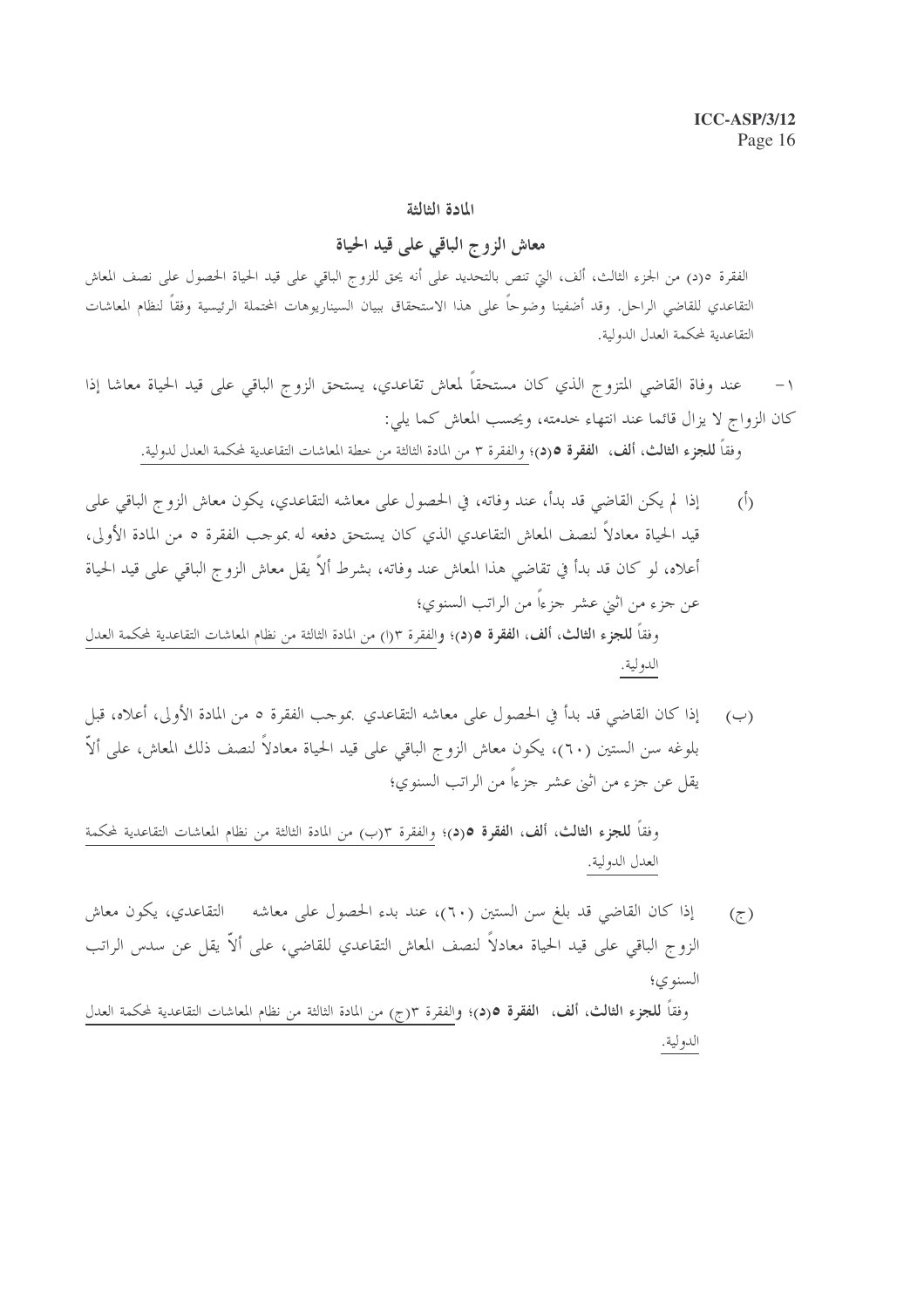## المادة الثالثة

## معاش الزوج الباقي على قيد الحياة

الفقرة ٥(د) من الجزء الثالث، ألف، التي تنص بالتحديد على أنه يحق للزوج الباقي على قيد الحياة الحصول على نصف المعاش التقاعدي للقاضي الراحل. وقد أضفينا وضوحاً على هذا الاستحقاق ببيان السيناريوهات المحتملة الرئيسية وفقاً لنظام المعاشات التقاعدية لمحكمة العدل الدولية.

١- عند وفاة القاضي المتزوج الذي كان مستحقاً لمعاش تقاعدي، يستحق الزوج الباقي على قيد الحياة معاشا إذا كان الزواج لا يزال قائما عند انتهاء خدمته، ويحسب المعاش كما يلي:

وفقاً **للجزء الثالث، ألف، الفقرة ٥(د)**؛ والفقرة ٣ من المادة الثالثة من خطة المعاشات التقاعدية لمحكمة العدل لدولية.

(أ) إذا لم يكن القاضي قد بدأ، عند وفاته، في الحصول على معاشه التقاعدي، يكون معاش الزوج الباقي على قيد الحياة معادلاً لنصف المعاش التقاعدي الذي كان يستحق دفعه له بموجب الفقرة ٥ من المادة الأولى، أعلاه، لو كان قد بدأ في تقاضي هذا المعاش عند وفاته، بشرط ألاّ يقل معاش الزوج الباقي على قيد الحياة عن جزء من اثني عشر جزءاً من الراتب السنوي؛

وفقاً **للجزء الثالث، ألف، الفقرة ٥(د)**؛ والفقرة ٣(ا) من المادة الثالثة من نظام المعاشات التقاعدية لمحكمة العدل الدولية.

(ب) إذا كان القاضي قد بدأ في الحصول على معاشه التقاعدي بموجب الفقرة ٥ من المادة الأولى، أعلاه، قبل بلوغه سن الستين (٦٠)، يكون معاش الزوج الباقي على قيد الحياة معادلاً لنصف ذلك المعاش، على ألاّ يقل عن جزء من اثني عشر جزءاً من الراتب السنوي؛

وفقاً **للجزء الثالث، ألف، الفقرة ٥(د)**؛ والفقرة ٣(ب) من المادة الثالثة من نظام المعاشات التقاعدية لمحكمة العدل الدولية.

(ج) إذا كان القاضي قد بلغ سن الستين (٦٠)، عند بدء الحصول على معاشه التقاعدي، يكون معاش الزوج الباقي على قيد الحياة معادلاً لنصف المعاش التقاعدي للقاضي، على ألاّ يقل عن سدس الراتب السنوي؛

وفقاً **للجزء الثالث، ألف، الفقرة ٥(د)**؛ والفقرة ٣(ج) من المادة الثالثة من نظام المعاشات التقاعدية لمحكمة العدل الدولية.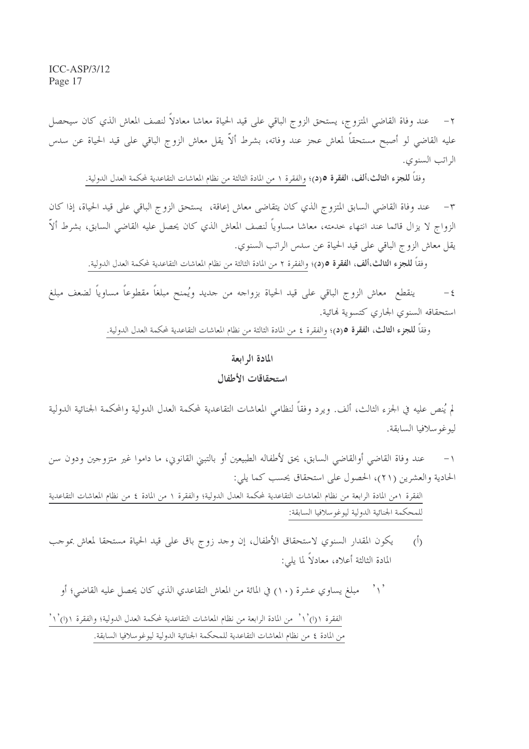٢- عند وفاة القاضي المتزوج، يستحق الزوج الباقي على قيد الحياة معاشا معادلاً لنصف المعاش الذي كان سيحصل عليه القاضي لو أصبح مستحقاً لمعاش عجز عند وفاته، بشرط ألاّ يقل معاش الزوج الباقي على قيد الحياة عن سدس الراتب السنوي.

وفقاً **للجزء الثالث،ألف، الفقرة ٥(د)**؛ والفقرة ١ من المادة الثالثة من نظام المعاشات التقاعدية لمحكمة العدل الدولية.

٣- عند وفاة القاضي السابق المتزوج الذي كان يتقاضى معاش إعاقة، يستحق الزوج الباقي على قيد الحياة، إذا كان الزواج لا يزال قائما عند انتهاء خدمته، معاشا مساوياً لنصف المعاش الذي كان يحصل عليه القاضي السابق، بشرط ألاّ يقل معاش الزوج الباقي على قيد الحياة عن سدس الراتب السنوي.

وفقاً **للجزء الثالث،ألف، الفقرة ٥(د)**؛ والفقرة ٢ من المادة الثالثة من نظام المعاشات التقاعدية لمحكمة العدل الدولية.

٤- ينقطع معاش الزوج الباقي على قيد الحياة بزواجه من جديد ويُمنح مبلغاً مقطوعاً مساوياً لضعف مبلغ استحقاقه السنوي الجاري كتسوية نهائية.

وفقاً **للجزء الثالث، الفقرة ٥(د)**؛ والفقرة ٤ من المادة الثالثة من نظام المعاشات التقاعدية لمحكمة العدل الدولية.

## المادة الرابعة

## استحقاقات الأطفال

لم يُنص عليه في الجزء الثالث، ألف. ويرد وفقاً لنظامي المعاشات التقاعدية لمحكمة العدل الدولية والمحكمة الجنائية الدولية ليوغوسلافيا السابقة.

١- عند وفاة القاضي أوالقاضي السابق، يحق لأطفاله الطبيعيين أو بالتبني القانوني، ما داموا غير متزوجين ودون سن الحادية والعشرين (٢١)، الحصول على استحقاق يحسب كما يلي:

الفقرة ١من المادة الرابعة من نظام المعاشات التقاعدية لمحكمة العدل الدولية؛ والفقرة ١ من المادة ٤ من نظام المعاشات التقاعدية للمحكمة الجنائية الدولية ليوغوسلافيا السابقة:

(أ) يكون المقدار السنوي لاستحقاق الأطفال، إن وجد زوج باق على قيد الحياة مستحقا لمعاش بموجب المادة الثالثة أعلاه، معادلاً لما يلي:

'١' مبلغ يساوي عشرة (١٠) في المائة من المعاش التقاعدي الذي كان يحصل عليه القاضي؛ أو

الفقرة ١(ا)'١' من المادة الرابعة من نظام المعاشات التقاعدية لمحكمة العدل الدولية؛ والفقرة ١(ا)'١' من المادة ٤ من نظام المعاشات التقاعدية للمحكمة الجنائية الدولية ليوغوسلافيا السابقة.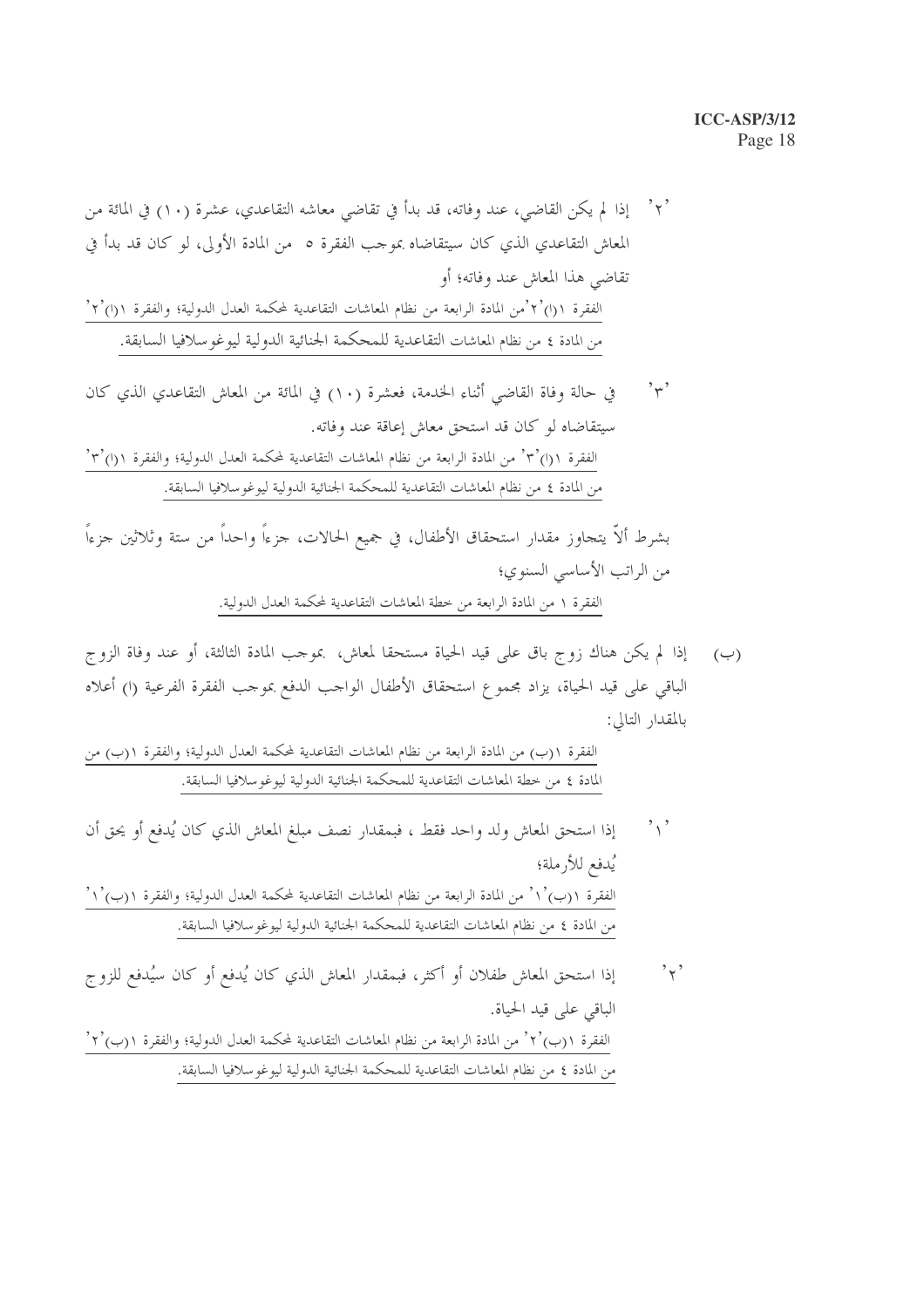'٢' إذا لم يكن القاضي، عند وفاته، قد بدأ في تقاضي معاشه التقاعدي، عشرة (١٠) في المائة من المعاش التقاعدي الذي كان سيتقاضاه بموجب الفقرة ٥ من المادة الأولى، لو كان قد بدأ في تقاضي هذا المعاش عند وفاته؛ أو

الفقرة ١(ا)'٢'من المادة الرابعة من نظام المعاشات التقاعدية لمحكمة العدل الدولية؛ والفقرة ١(ا)'٢' من المادة ٤ من نظام المعاشات التقاعدية للمحكمة الجنائية الدولية ليوغوسلافيا السابقة.

'٣' في حالة وفاة القاضي أثناء الخدمة، فعشرة (١٠) في المائة من المعاش التقاعدي الذي كان سيتقاضاه لو كان قد استحق معاش إعاقة عند وفاته.

الفقرة ١(ا)'٣' من المادة الرابعة من نظام المعاشات التقاعدية لمحكمة العدل الدولية؛ والفقرة ١(ا)'٣' من المادة ٤ من نظام المعاشات التقاعدية للمحكمة الجنائية الدولية ليوغوسلافيا السابقة.

بشرط ألاّ يتجاوز مقدار استحقاق الأطفال، في جميع الحالات، جزءاً واحداً من ستة وثلاثين جزءاً من الراتب الأساسي السنوي؛

الفقرة ١ من المادة الرابعة من خطة المعاشات التقاعدية لمحكمة العدل الدولية.

(ب) إذا لم يكن هناك زوج باق على قيد الحياة مستحقا لمعاش، بموجب المادة الثالثة، أو عند وفاة الزوج الباقي على قيد الحياة، يزاد مجموع استحقاق الأطفال الواجب الدفع بموجب الفقرة الفرعية (ا) أعلاه بالمقدار التالي:

الفقرة ١(ب) من المادة الرابعة من نظام المعاشات التقاعدية لمحكمة العدل الدولية؛ والفقرة ١(ب) من المادة ٤ من خطة المعاشات التقاعدية للمحكمة الجنائية الدولية ليوغوسلافيا السابقة.

'١' إذا استحق المعاش ولد واحد فقط ، فبمقدار نصف مبلغ المعاش الذي كان يُدفع أو يحق أن يُدفع للأرملة؛

الفقرة ١(ب)'١' من المادة الرابعة من نظام المعاشات التقاعدية لمحكمة العدل الدولية؛ والفقرة ١(ب)'١' من المادة ٤ من نظام المعاشات التقاعدية للمحكمة الجنائية الدولية ليوغوسلافيا السابقة.

'٢' إذا استحق المعاش طفلان أو أكثر، فبمقدار المعاش الذي كان يُدفع أو كان سيُدفع للزوج الباقي على قيد الحياة.

الفقرة ١(ب)'٢' من المادة الرابعة من نظام المعاشات التقاعدية لمحكمة العدل الدولية؛ والفقرة ١(ب)'٢' من المادة ٤ من نظام المعاشات التقاعدية للمحكمة الجنائية الدولية ليوغوسلافيا السابقة.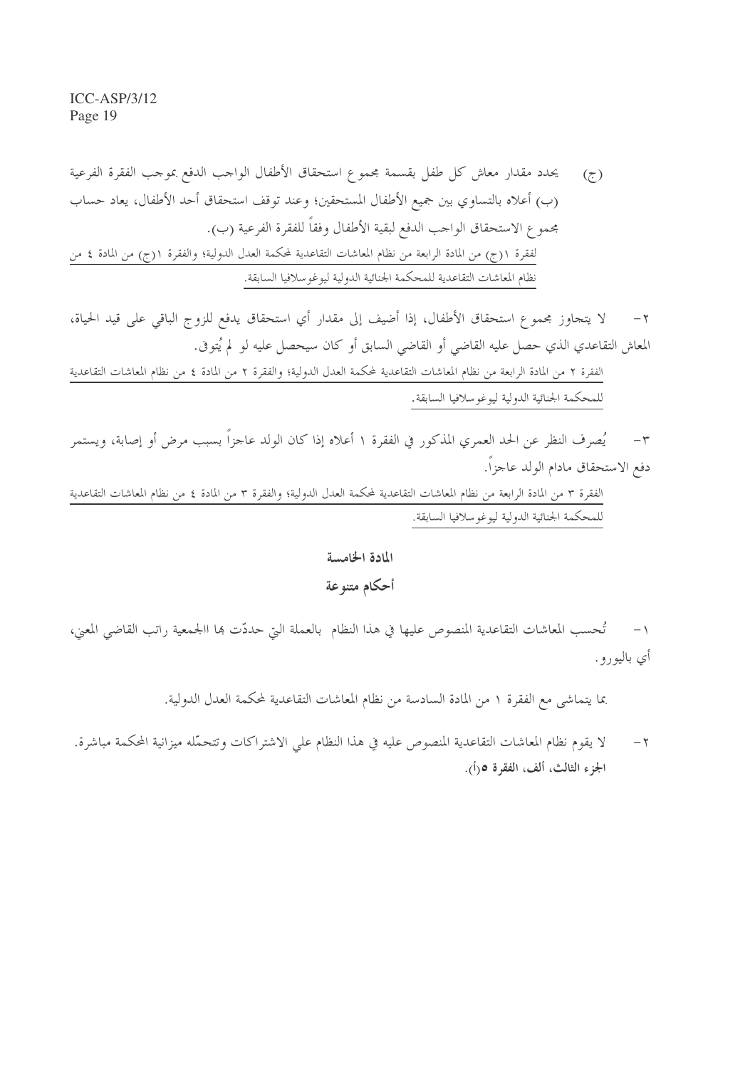(ج) يحدد مقدار معاش كل طفل بقسمة مجموع استحقاق الأطفال الواجب الدفع بموجب الفقرة الفرعية (ب) أعلاه بالتساوي بين جميع الأطفال المستحقين؛ وعند توقف استحقاق أحد الأطفال، يعاد حساب مجموع الاستحقاق الواجب الدفع لبقية الأطفال وفقاً للفقرة الفرعية (ب).

لفقرة ١(ج) من المادة الرابعة من نظام المعاشات التقاعدية لمحكمة العدل الدولية؛ والفقرة ١(ج) من المادة ٤ من نظام المعاشات التقاعدية للمحكمة الجنائية الدولية ليوغوسلافيا السابقة.

٢- لا يتجاوز مجموع استحقاق الأطفال، إذا أضيف إلى مقدار أي استحقاق يدفع للزوج الباقي على قيد الحياة، المعاش التقاعدي الذي حصل عليه القاضي أو القاضي السابق أو كان سيحصل عليه لو لم يُتوفى.

الفقرة ٢ من المادة الرابعة من نظام المعاشات التقاعدية لمحكمة العدل الدولية؛ والفقرة ٢ من المادة ٤ من نظام المعاشات التقاعدية للمحكمة الجنائية الدولية ليوغوسلافيا السابقة.

٣- يُصرف النظر عن الحد العمري المذكور في الفقرة ١ أعلاه إذا كان الولد عاجزاً بسبب مرض أو إصابة، ويستمر دفع الاستحقاق مادام الولد عاجزاً.

الفقرة ٣ من المادة الرابعة من نظام المعاشات التقاعدية لمحكمة العدل الدولية؛ والفقرة ٣ من المادة ٤ من نظام المعاشات التقاعدية للمحكمة الجنائية الدولية ليوغوسلافيا السابقة.

## المادة الخامسة

## أحكام متنوعة

١- تُحسب المعاشات التقاعدية المنصوص عليها في هذا النظام بالعملة التي حدّت بها الجمعية راتب القاضي المعين، أي باليورو.

بما يتماشى مع الفقرة ١ من المادة السادسة من نظام المعاشات التقاعدية لمحكمة العدل الدولية.

٢- لا يقوم نظام المعاشات التقاعدية المنصوص عليه في هذا النظام علي الاشتراكات وتتحمّله ميزانية المحكمة مباشرة. **الجزء الثالث، ألف، الفقرة ٥(أ).**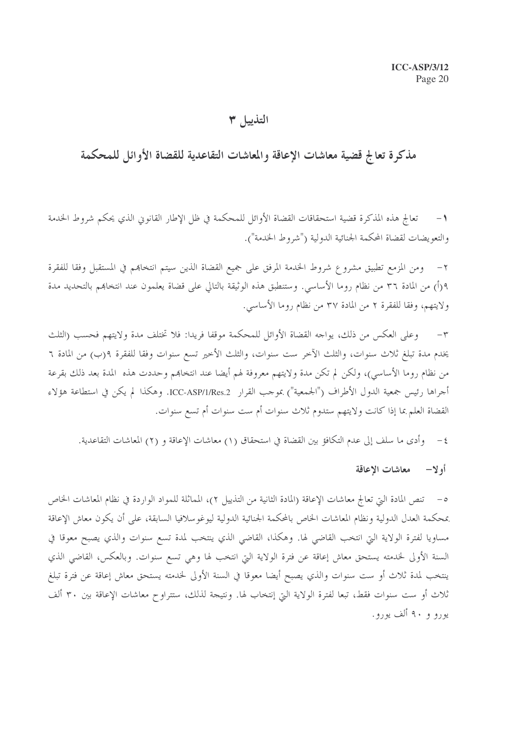# التذييل ٣

## مذكرة تعالج قضية معاشات الإعاقة والمعاشات التقاعدية للقضاة الأوائل للمحكمة

١- تعالج هذه المذكرة قضية استحقاقات القضاة الأوائل للمحكمة في ظل الإطار القانوني الذي يحكم شروط الخدمة والتعويضات لقضاة المحكمة الجنائية الدولية ("شروط الخدمة").

٢- ومن المزمع تطبيق مشروع شروط الخدمة المرفق على جميع القضاة الذين سيتم انتخابهم في المستقبل وفقا للفقرة ٩(أ) من المادة ٣٦ من نظام روما الأساسي. وستنطبق هذه الوثيقة بالتالي على قضاة يعلمون عند انتخابهم بالتحديد مدة ولايتهم، وفقا للفقرة ٢ من المادة ٣٧ من نظام روما الأساسي.

٣- وعلى العكس من ذلك، يواجه القضاة الأوائل للمحكمة موقفا فريدا: فلا تختلف مدة ولايتهم فحسب (الثلث يخدم مدة تبلغ ثلاث سنوات، والثلث الآخر ست سنوات، والثلث الأخير تسع سنوات وفقا للفقرة ٩(ب) من المادة ٦ من نظام روما الأساسي)، ولكن لم تكن مدة ولايتهم معروفة لهم أيضا عند انتخابهم وحددت هذه المدة بعد ذلك بقرعة أجراها رئيس جمعية الدول الأطراف ("الجمعية") بموجب القرار ICC-ASP/1/Res.2. وهكذا لم يكن في استطاعة هؤلاء القضاة العلم بما إذا كانت ولايتهم ستدوم ثلاث سنوات أم ست سنوات أم تسع سنوات.

٤- وأدى ما سلف إلى عدم التكافؤ بين القضاة في استحقاق (١) معاشات الإعاقة و (٢) المعاشات التقاعدية.

### أولا- معاشات الإعاقة

٥- تنص المادة التي تعالج معاشات الإعاقة (المادة الثانية من التذييل ٢)، المماثلة للمواد الواردة في نظام المعاشات الخاص بمحكمة العدل الدولية ونظام المعاشات الخاص بالمحكمة الجنائية الدولية ليوغوسلافيا السابقة، على أن يكون معاش الإعاقة مساويا لفترة الولاية التي انتخب القاضي لها. وهكذا، القاضي الذي ينتخب لمدة تسع سنوات والذي يصبح معوقا في السنة الأولى لخدمته يستحق معاش إعاقة عن فترة الولاية التي انتخب لها وهي تسع سنوات. وبالعكس، القاضي الذي ينتخب لمدة ثلاث أو ست سنوات والذي يصبح أيضا معوقا في السنة الأولى لخدمته يستحق معاش إعاقة عن فترة تبلغ ثلاث أو ست سنوات فقط، تبعا لفترة الولاية التي إنتخاب لها. ونتيجة لذلك، ستتراوح معاشات الإعاقة بين ٣٠ ألف يورو و ٩٠ ألف يورو.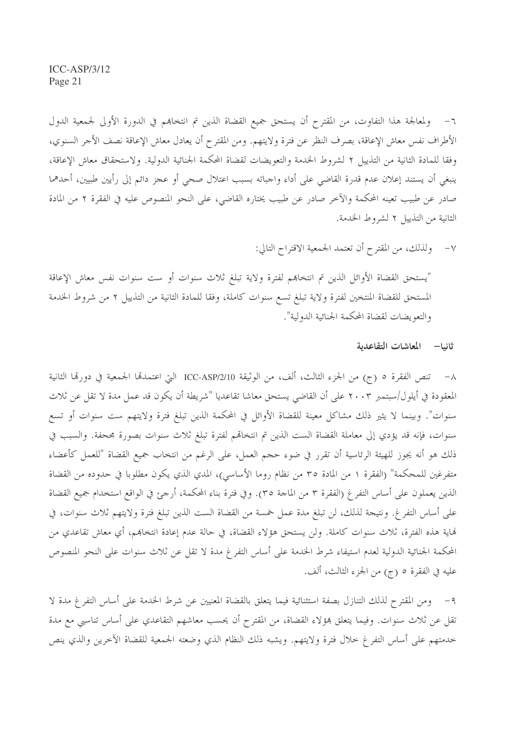٦- ولمعالجة هذا التفاوت، من المقترح أن يستحق جميع القضاة الذين تم انتخابهم في الدورة الأولى لجمعية الدول الأطراف نفس معاش الإعاقة، بصرف النظر عن فترة ولايتهم. ومن المقترح أن يعادل معاش الإعاقة نصف الأجر السنوي، وفقا للمادة الثانية من التذييل ٢ لشروط الخدمة والتعويضات لقضاة المحكمة الجنائية الدولية. ولاستحقاق معاش الإعاقة، ينبغي أن يستند إعلان عدم قدرة القاضي على أداء واجباته بسبب اعتلال صحي أو عجز دائم إلى رأيين طبيين، أحدهما صادر عن طبيب تعينه المحكمة والآخر صادر عن طبيب يختاره القاضي، على النحو المنصوص عليه في الفقرة ٢ من المادة الثانية من التذييل ٢ لشروط الخدمة.

٧- ولذلك، من المقترح أن تعتمد الجمعية الاقتراح التالي:

"يستحق القضاة الأوائل الذين تم انتخابهم لفترة ولاية تبلغ ثلاث سنوات أو ست سنوات نفس معاش الإعاقة المستحق للقضاة المنتخبين لفترة ولاية تبلغ تسع سنوات كاملة، وفقا للمادة الثانية من التذييل ٢ من شروط الخدمة والتعويضات لقضاة المحكمة الجنائية الدولية".

### ثانيا- المعاشات التقاعدية

٨- تنص الفقرة ٥ (ج) من الجزء الثالث، ألف، من الوثيقة ICC-ASP/2/10 التي اعتمدتها الجمعية في دورتها الثانية المعقودة في أيلول/سبتمبر ٢٠٠٣ على أن القاضي يستحق معاشا تقاعديا "شريطة أن يكون قد عمل مدة لا تقل عن ثلاث سنوات". وبينما لا يثير ذلك مشاكل معينة للقضاة الأوائل في المحكمة الذين تبلغ فترة ولايتهم ست سنوات أو تسع سنوات، فإنه قد يؤدي إلى معاملة القضاة الست الذين تم انتخابهم لفترة تبلغ ثلاث سنوات بصورة مجحفة. والسبب في ذلك هو أنه يجوز للهيئة الرئاسية أن تقرر في ضوء حجم العمل، على الرغم من انتخاب جميع القضاة "للعمل كأعضاء متفرغين للمحكمة" (الفقرة ١ من المادة ٣٥ من نظام روما الأساسي)، المدى الذي يكون مطلوبا في حدوده من القضاة الذين يعملون على أساس التفرغ (الفقرة ٣ من المادة ٣٥). وفي فترة بناء المحكمة، أرجئ في الواقع استخدام جميع القضاة على أساس التفرغ. ونتيجة لذلك، لن تبلغ مدة عمل خمسة من القضاة الست الذين تبلغ فترة ولايتهم ثلاث سنوات، في نهاية هذه الفترة، ثلاث سنوات كاملة. ولن يستحق هؤلاء القضاة، في حالة عدم إعادة انتخابهم، أي معاش تقاعدي من المحكمة الجنائية الدولية لعدم استيفاء شرط الخدمة على أساس التفرغ مدة لا تقل عن ثلاث سنوات على النحو المنصوص عليه في الفقرة ٥ (ج) من الجزء الثالث، ألف.

٩- ومن المقترح لذلك التنازل بصفة استثنائية فيما يتعلق بالقضاة المعنيين عن شرط الخدمة على أساس التفرغ مدة لا تقل عن ثلاث سنوات. وفيما يتعلق بهؤلاء القضاة، من المقترح أن يحسب معاشهم التقاعدي على أساس تناسبي مع مدة خدمتهم على أساس التفرغ خلال فترة ولايتهم. ويشبه ذلك النظام الذي وضعته الجمعية للقضاة الآخرين والذي ينص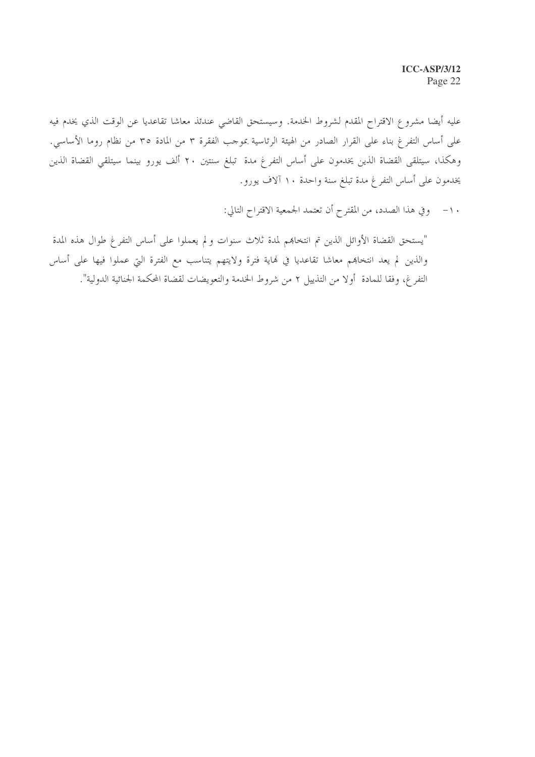عليه أيضا مشروع الاقتراح المقدم لشروط الخدمة. وسيستحق القاضي عندئذ معاشا تقاعديا عن الوقت الذي يخدم فيه على أساس التفرغ بناء على القرار الصادر من الهيئة الرئاسية بموجب الفقرة ٣ من المادة ٣٥ من نظام روما الأساسي. وهكذا، سيتلقى القضاة الذين يخدمون على أساس التفرغ مدة تبلغ سنتين ٢٠ ألف يورو بينما سيتلقي القضاة الذين يخدمون على أساس التفرغ مدة تبلغ سنة واحدة ١٠ آلاف يورو.

١٠- وفي هذا الصدد، من المقترح أن تعتمد الجمعية الاقتراح التالي:

"يستحق القضاة الأوائل الذين تم انتخابهم لمدة ثلاث سنوات ولم يعملوا على أساس التفرغ طوال هذه المدة والذين لم يعد انتخابهم معاشا تقاعديا في نهاية فترة ولايتهم يتناسب مع الفترة التي عملوا فيها على أساس التفرغ، وفقا للمادة أولا من التذييل ٢ من شروط الخدمة والتعويضات لقضاة المحكمة الجنائية الدولية".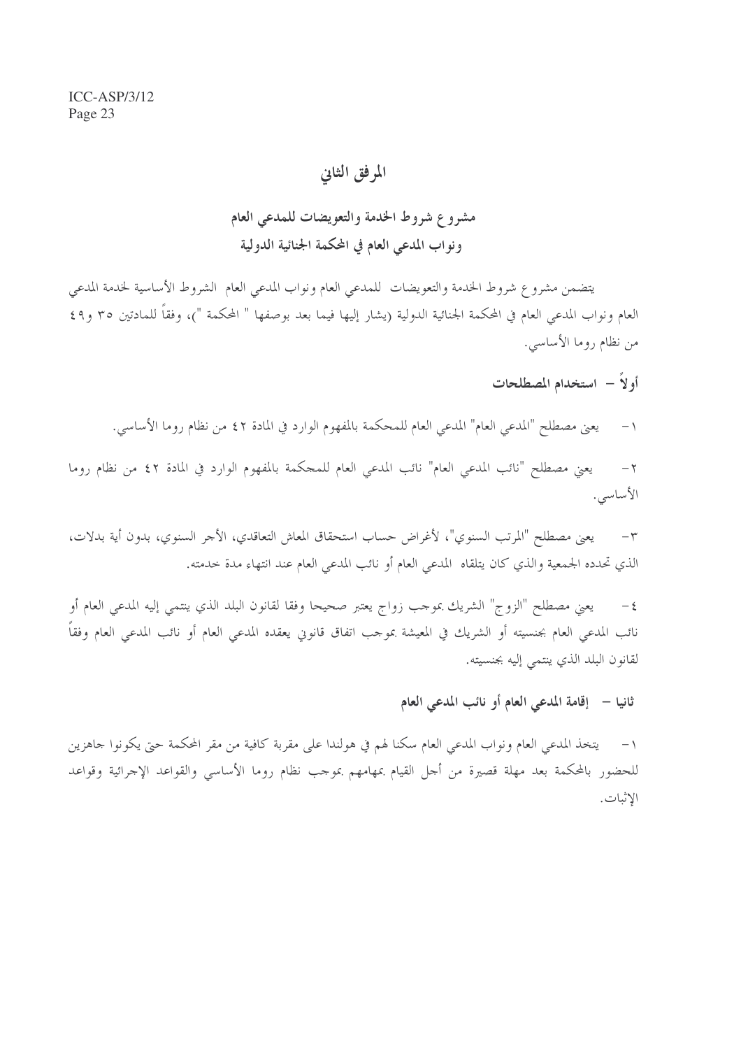# المرفق الثاني

## مشروع شروط الخدمة والتعويضات للمدعي العام ونواب المدعي العام في المحكمة الجنائية الدولية

يتضمن مشروع شروط الخدمة والتعويضات للمدعي العام ونواب المدعي العام الشروط الأساسية لخدمة المدعي العام ونواب المدعي العام في المحكمة الجنائية الدولية (يشار إليها فيما بعد بوصفها " المحكمة ")، وفقاً للمادتين ٣٥ و٤٩ من نظام روما الأساسي.

### أولاً – استخدام المصطلحات

١- يعني مصطلح "المدعي العام" المدعي العام للمحكمة بالمفهوم الوارد في المادة ٤٢ من نظام روما الأساسي.

٢- يعني مصطلح "نائب المدعي العام" نائب المدعي العام للمحكمة بالمفهوم الوارد في المادة ٤٢ من نظام روما الأساسي.

٣- يعني مصطلح "المرتب السنوي"، لأغراض حساب استحقاق المعاش التعاقدي، الأجر السنوي، بدون أية بدلات، الذي تحدده الجمعية والذي كان يتلقاه المدعي العام أو نائب المدعي العام عند انتهاء مدة خدمته.

٤- يعني مصطلح "الزوج" الشريك بموجب زواج يعتبر صحيحا وفقا لقانون البلد الذي ينتمي إليه المدعي العام أو نائب المدعي العام بجنسيته أو الشريك في المعيشة بموجب اتفاق قانوني يعقده المدعي العام أو نائب المدعي العام وفقاً لقانون البلد الذي ينتمي إليه بجنسيته.

### ثانيا – إقامة المدعي العام أو نائب المدعي العام

١- يتخذ المدعي العام ونواب المدعي العام سكنا لهم في هولندا على مقربة كافية من مقر المحكمة حتى يكونوا جاهزين للحضور بالمحكمة بعد مهلة قصيرة من أجل القيام بمهامهم بموجب نظام روما الأساسي والقواعد الإجرائية وقواعد الإثبات.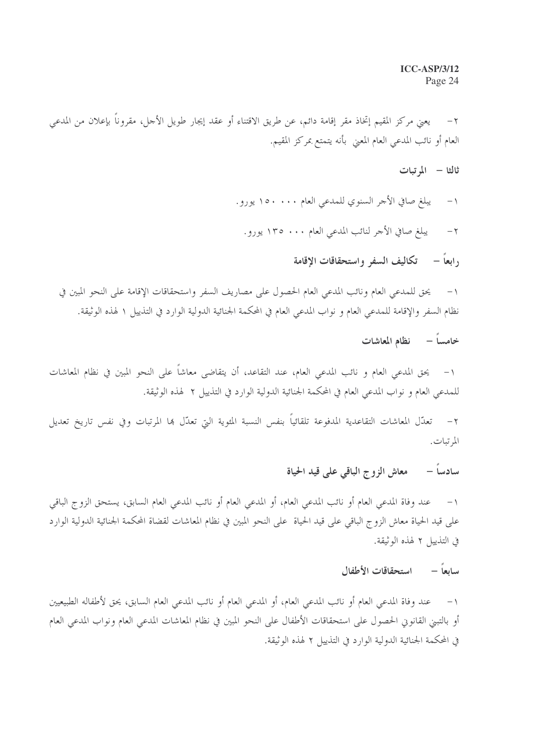٢- يعني مركز المقيم إتخاذ مقر إقامة دائم، عن طريق الاقتناء أو عقد إيجار طويل الأجل، مقروناً بإعلان من المدعي العام أو نائب المدعي العام المعني بأنه يتمتع بمركز المقيم.

### ثالثا – المرتبات

١- يبلغ صافي الأجر السنوي للمدعي العام ١٥٠ ٠٠٠ يورو.

٢- يبلغ صافي الأجر لنائب المدعي العام ١٣٥ ٠٠٠ يورو.

### رابعاً – تكاليف السفر واستحقاقات الإقامة

١- يحق للمدعي العام ونائب المدعي العام الحصول على مصاريف السفر واستحقاقات الإقامة على النحو المبين في نظام السفر والإقامة للمدعي العام و نواب المدعي العام في المحكمة الجنائية الدولية الوارد في التذييل ١ لهذه الوثيقة.

### خامساً – نظام المعاشات

١- يحق المدعي العام و نائب المدعي العام، عند التقاعد، أن يتقاضى معاشاً على النحو المبين في نظام المعاشات للمدعي العام و نواب المدعي العام في المحكمة الجنائية الدولية الوارد في التذييل ٢ لهذه الوثيقة.

٢- تعدّل المعاشات التقاعدية المدفوعة تلقائياً بنفس النسبة المئوية التي تعدّل بها المرتبات وفي نفس تاريخ تعديل المرتبات.

### سادساً – معاش الزوج الباقي على قيد الحياة

١- عند وفاة المدعي العام أو نائب المدعي العام، أو المدعي العام أو نائب المدعي العام السابق، يستحق الزوج الباقي على قيد الحياة معاش الزوج الباقي على قيد الحياة على النحو المبين في نظام المعاشات لقضاة المحكمة الجنائية الدولية الوارد في التذييل ٢ لهذه الوثيقة.

### سابعاً – استحقاقات الأطفال

١- عند وفاة المدعي العام أو نائب المدعي العام، أو المدعي العام أو نائب المدعي العام السابق، يحق لأطفاله الطبيعيين أو بالتبني القانوني الحصول على استحقاقات الأطفال على النحو المبين في نظام المعاشات المدعي العام ونواب المدعي العام في المحكمة الجنائية الدولية الوارد في التذييل ٢ لهذه الوثيقة.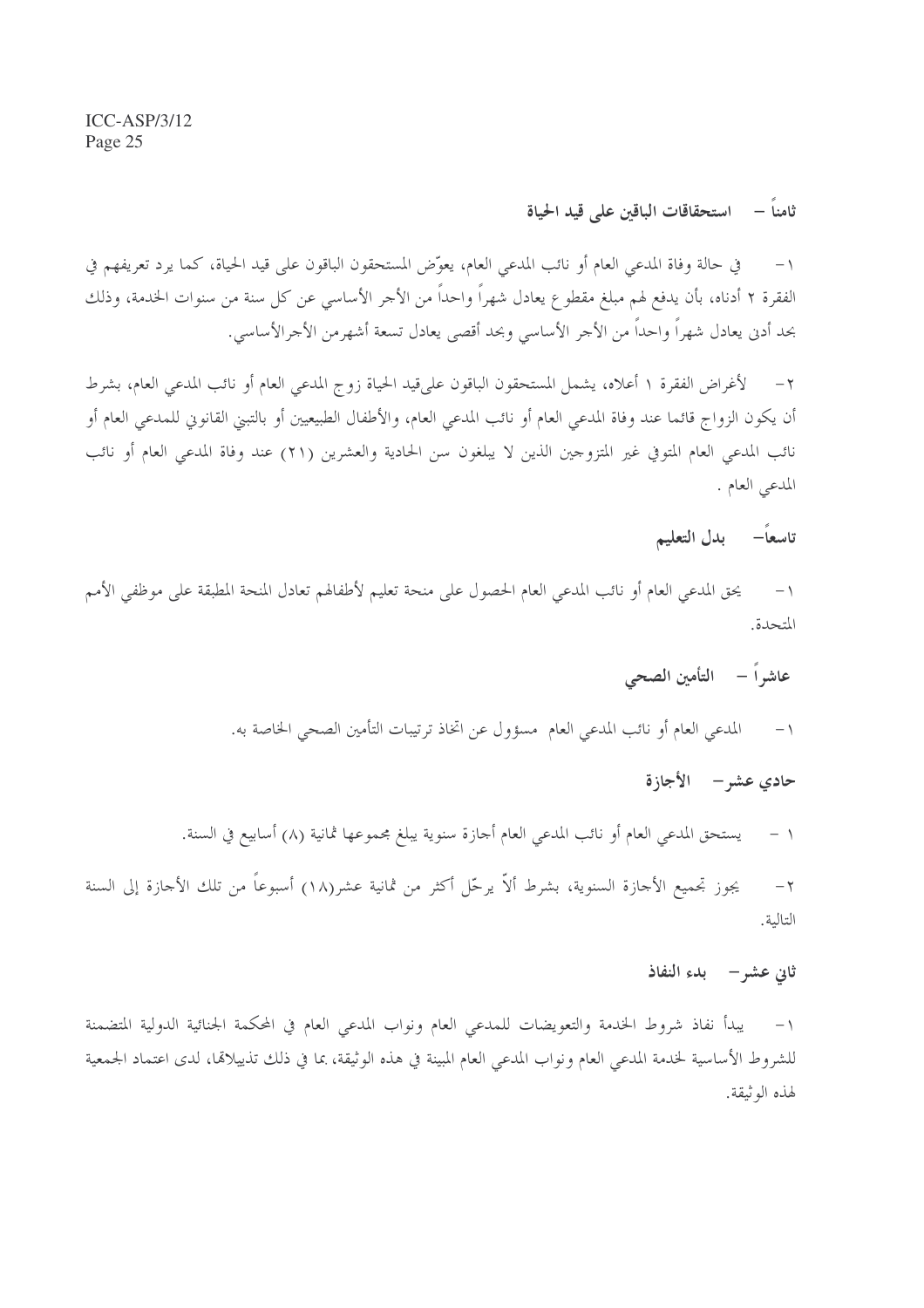### ثامناً – استحقاقات الباقين على قيد الحياة

١- في حالة وفاة المدعي العام أو نائب المدعي العام، يعوّض المستحقون الباقون على قيد الحياة، كما يرد تعريفهم في الفقرة ٢ أدناه، بأن يدفع لهم مبلغ مقطوع يعادل شهراً واحداً من الأجر الأساسي عن كل سنة من سنوات الخدمة، وذلك بحد أدنى يعادل شهراً واحداً من الأجر الأساسي وبحد أقصى يعادل تسعة أشهرمن الأجرالأساسي.

٢- لأغراض الفقرة ١ أعلاه، يشمل المستحقون الباقون علىقيد الحياة زوج المدعي العام أو نائب المدعي العام، بشرط أن يكون الزواج قائما عند وفاة المدعي العام أو نائب المدعي العام، والأطفال الطبيعيين أو بالتبني القانوني للمدعي العام أو نائب المدعي العام المتوفي غير المتزوجين الذين لا يبلغون سن الحادية والعشرين (٢١) عند وفاة المدعي العام أو نائب المدعي العام .

### تاسعاً– بدل التعليم

١- يحق المدعي العام أو نائب المدعي العام الحصول على منحة تعليم لأطفالهم تعادل المنحة المطبقة على موظفي الأمم المتحدة.

### عاشراً – التأمين الصحي

١- المدعي العام أو نائب المدعي العام مسؤول عن اتخاذ ترتيبات التأمين الصحي الخاصة به.

### حادي عشر– الأجازة

١ - يستحق المدعي العام أو نائب المدعي العام أجازة سنوية يبلغ مجموعها ثمانية (٨) أسابيع في السنة.

٢- يجوز تجميع الأجازة السنوية، بشرط ألاّ يرحّل أكثر من ثمانية عشر(١٨) أسبوعاً من تلك الأجازة إلى السنة التالية.

### ثاني عشر– بدء النفاذ

١- يبدأ نفاذ شروط الخدمة والتعويضات للمدعي العام ونواب المدعي العام في المحكمة الجنائية الدولية المتضمنة للشروط الأساسية لخدمة المدعي العام ونواب المدعي العام المبينة في هذه الوثيقة، بما في ذلك تذييلاتها، لدى اعتماد الجمعية لهذه الوثيقة.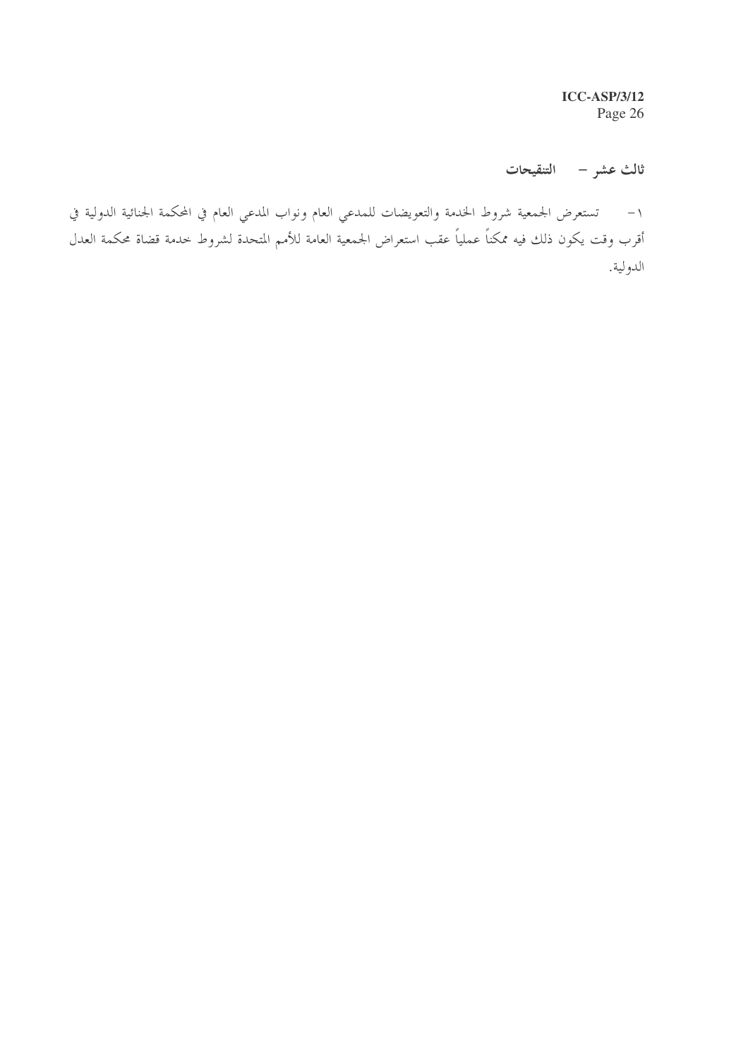## ثالث عشر – التنقيحات

١– تستعرض الجمعية شروط الخدمة والتعويضات للمدعي العام ونواب المدعي العام في المحكمة الجنائية الدولية في أقرب وقت يكون ذلك فيه ممكناً عملياً عقب استعراض الجمعية العامة للأمم المتحدة لشروط خدمة قضاة محكمة العدل الدولية.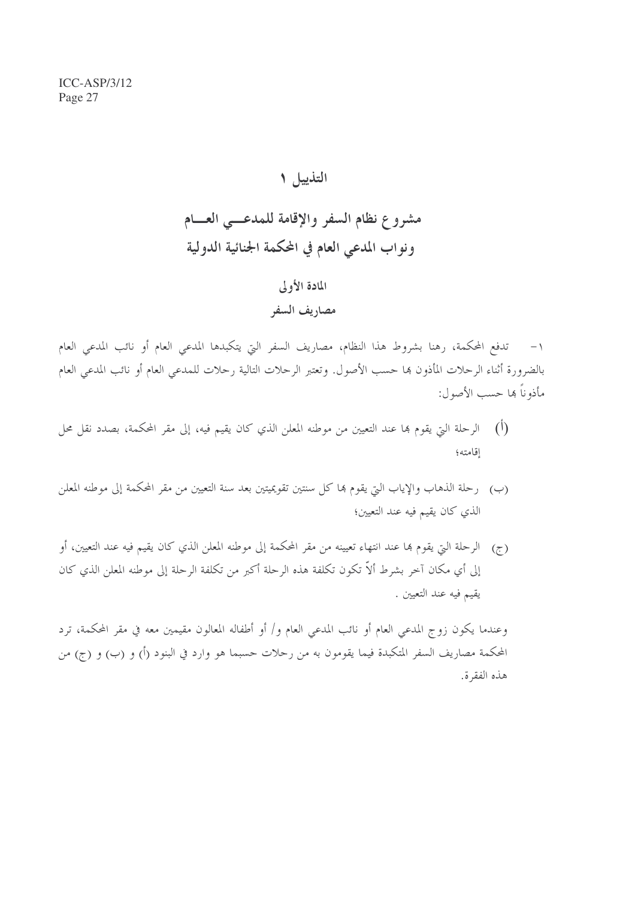# التذييل ١

# مشروع نظام السفر والإقامة للمدعي العام ونواب المدعي العام في المحكمة الجنائية الدولية

## المادة الأولى

## مصاريف السفر

١- تدفع المحكمة، رهنا بشروط هذا النظام، مصاريف السفر التي يتكبدها المدعي العام أو نائب المدعي العام بالضرورة أثناء الرحلات المأذون بها حسب الأصول. وتعتبر الرحلات التالية رحلات للمدعي العام أو نائب المدعي العام مأذوناً بها حسب الأصول:

(أ) الرحلة التي يقوم بها عند التعيين من موطنه المعلن الذي كان يقيم فيه، إلى مقر المحكمة، بصدد نقل محل إقامته؛

(ب) رحلة الذهاب والإياب التي يقوم بها كل سنتين تقويميتين بعد سنة التعيين من مقر المحكمة إلى موطنه المعلن الذي كان يقيم فيه عند التعيين؛

(ج) الرحلة التي يقوم بها عند انتهاء تعيينه من مقر المحكمة إلى موطنه المعلن الذي كان يقيم فيه عند التعيين، أو إلى أي مكان آخر بشرط ألاّ تكون تكلفة هذه الرحلة أكبر من تكلفة الرحلة إلى موطنه المعلن الذي كان يقيم فيه عند التعيين .

وعندما يكون زوج المدعي العام أو نائب المدعي العام و/ أو أطفاله المعالون مقيمين معه في مقر المحكمة، ترد المحكمة مصاريف السفر المتكبدة فيما يقومون به من رحلات حسبما هو وارد في البنود (أ) و (ب) و (ج) من هذه الفقرة.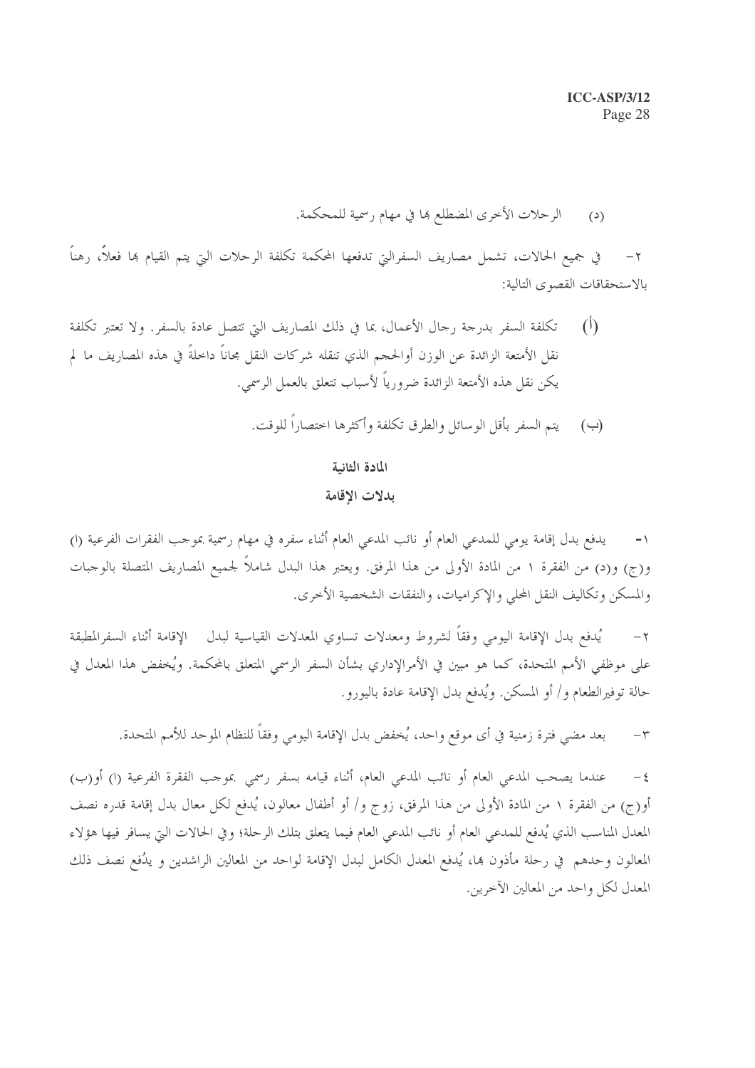(د) الرحلات الأخرى المضطلع بها في مهام رسمية للمحكمة.

٢- في جميع الحالات، تشمل مصاريف السفرالتي تدفعها المحكمة تكلفة الرحلات التي يتم القيام بها فعلاً، رهناً بالاستحقاقات القصوى التالية:

(أ) تكلفة السفر بدرجة رجال الأعمال، بما في ذلك المصاريف التي تتصل عادة بالسفر. ولا تعتبر تكلفة نقل الأمتعة الزائدة عن الوزن أوالحجم الذي تنقله شركات النقل مجاناً داخلةً في هذه المصاريف ما لم يكن نقل هذه الأمتعة الزائدة ضرورياً لأسباب تتعلق بالعمل الرسمي.

(ب) يتم السفر بأقل الوسائل والطرق تكلفة وأكثرها اختصاراً للوقت.

## المادة الثانية

## بدلات الإقامة

١- يدفع بدل إقامة يومي للمدعي العام أو نائب المدعي العام أثناء سفره في مهام رسمية بموجب الفقرات الفرعية (ا) و(ج) و(د) من الفقرة ١ من المادة الأولى من هذا المرفق. ويعتبر هذا البدل شاملاً لجميع المصاريف المتصلة بالوجبات والمسكن وتكاليف النقل المحلي والإكراميات، والنفقات الشخصية الأخرى.

٢- يُدفع بدل الإقامة اليومي وفقاً لشروط ومعدلات تساوي المعدلات القياسية لبدل الإقامة أثناء السفرالمطبقة على موظفي الأمم المتحدة، كما هو مبين في الأمرالإداري بشأن السفر الرسمي المتعلق بالمحكمة. ويُخفض هذا المعدل في حالة توفيرالطعام و/ أو المسكن. ويُدفع بدل الإقامة عادة باليورو.

٣- بعد مضي فترة زمنية في أى موقع واحد، يُخفض بدل الإقامة اليومي وفقاً للنظام الموحد للأمم المتحدة.

٤- عندما يصحب المدعي العام أو نائب المدعي العام، أثناء قيامه بسفر رسمي بموجب الفقرة الفرعية (ا) أو(ب) أو(ج) من الفقرة ١ من المادة الأولى من هذا المرفق، زوج و/ أو أطفال معالون، يُدفع لكل معال بدل إقامة قدره نصف المعدل المناسب الذي يُدفع للمدعي العام أو نائب المدعي العام فيما يتعلق بتلك الرحلة؛ وفي الحالات التي يسافر فيها هؤلاء المعالون وحدهم في رحلة مأذون بها، يُدفع المعدل الكامل لبدل الإقامة لواحد من المعالين الراشدين و يدُفع نصف ذلك المعدل لكل واحد من المعالين الآخرين.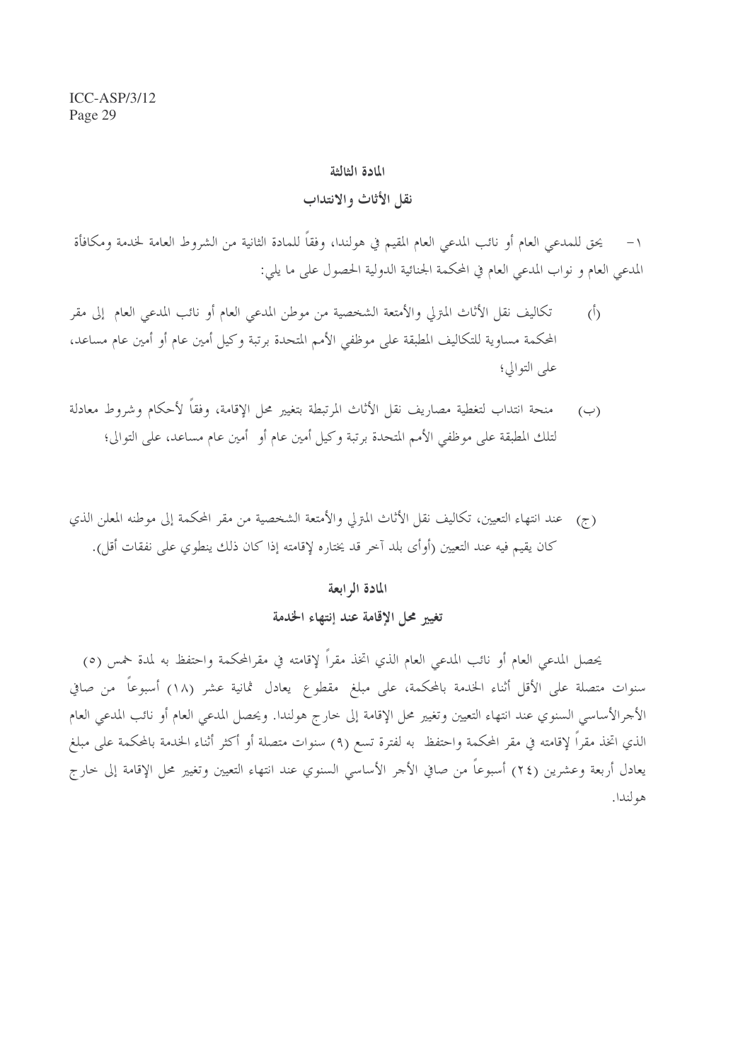## المادة الثالثة

## نقل الأثاث والانتداب

١- يحق للمدعي العام أو نائب المدعي العام المقيم في هولندا، وفقاً للمادة الثانية من الشروط العامة لخدمة ومكافأة المدعي العام و نواب المدعي العام في المحكمة الجنائية الدولية الحصول على ما يلي:

(أ) تكاليف نقل الأثاث المترلي والأمتعة الشخصية من موطن المدعي العام أو نائب المدعي العام إلى مقر المحكمة مساوية للتكاليف المطبقة على موظفي الأمم المتحدة برتبة وكيل أمين عام أو أمين عام مساعد، على التوالي؛

(ب) منحة انتداب لتغطية مصاريف نقل الأثاث المرتبطة بتغيير محل الإقامة، وفقاً لأحكام وشروط معادلة لتلك المطبقة على موظفي الأمم المتحدة برتبة وكيل أمين عام أو أمين عام مساعد، على التوالى؛

(ج) عند انتهاء التعيين، تكاليف نقل الأثاث المترلي والأمتعة الشخصية من مقر المحكمة إلى موطنه المعلن الذي كان يقيم فيه عند التعيين (أوأى بلد آخر قد يختاره لإقامته إذا كان ذلك ينطوي على نفقات أقل).

## المادة الرابعة

## تغيير محل الإقامة عند إنتهاء الخدمة

يحصل المدعي العام أو نائب المدعي العام الذي اتخذ مقراً لإقامته في مقرالمحكمة واحتفظ به لمدة خمس (٥) سنوات متصلة على الأقل أثناء الخدمة بالمحكمة، على مبلغ مقطوع يعادل ثمانية عشر (١٨) أسبوعاً من صافي الأجرالأساسي السنوي عند انتهاء التعيين وتغيير محل الإقامة إلى خارج هولندا. ويحصل المدعي العام أو نائب المدعي العام الذي اتخذ مقراً لإقامته في مقر المحكمة واحتفظ به لفترة تسع (٩) سنوات متصلة أو أكثر أثناء الخدمة بالمحكمة على مبلغ يعادل أربعة وعشرين (٢٤) أسبوعاً من صافي الأجر الأساسي السنوي عند انتهاء التعيين وتغيير محل الإقامة إلى خارج هولندا.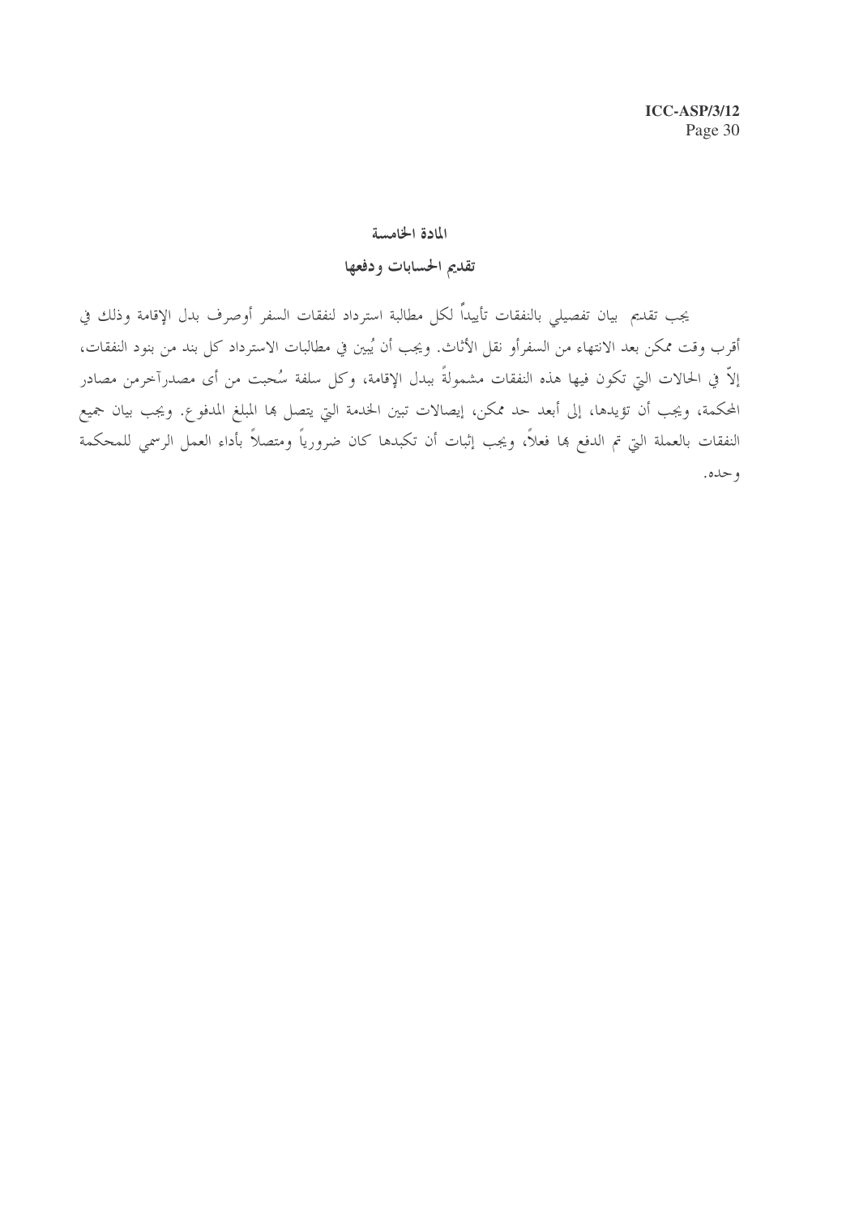## المادة الخامسة

## تقديم الحسابات ودفعها

يجب تقديم بيان تفصيلي بالنفقات تأييداً لكل مطالبة استرداد لنفقات السفر أوصرف بدل الإقامة وذلك في أقرب وقت ممكن بعد الانتهاء من السفرأو نقل الأثاث. ويجب أن يُبين في مطالبات الاسترداد كل بند من بنود النفقات، إلاّ في الحالات التي تكون فيها هذه النفقات مشمولةً ببدل الإقامة، وكل سلفة سُحبت من أى مصدرآخرمن مصادر المحكمة، ويجب أن تؤيدها، إلى أبعد حد ممكن، إيصالات تبين الخدمة التي يتصل بها المبلغ المدفوع. ويجب بيان جميع النفقات بالعملة التي تم الدفع بها فعلاً، ويجب إثبات أن تكبدها كان ضرورياً ومتصلاً بأداء العمل الرسمي للمحكمة وحده.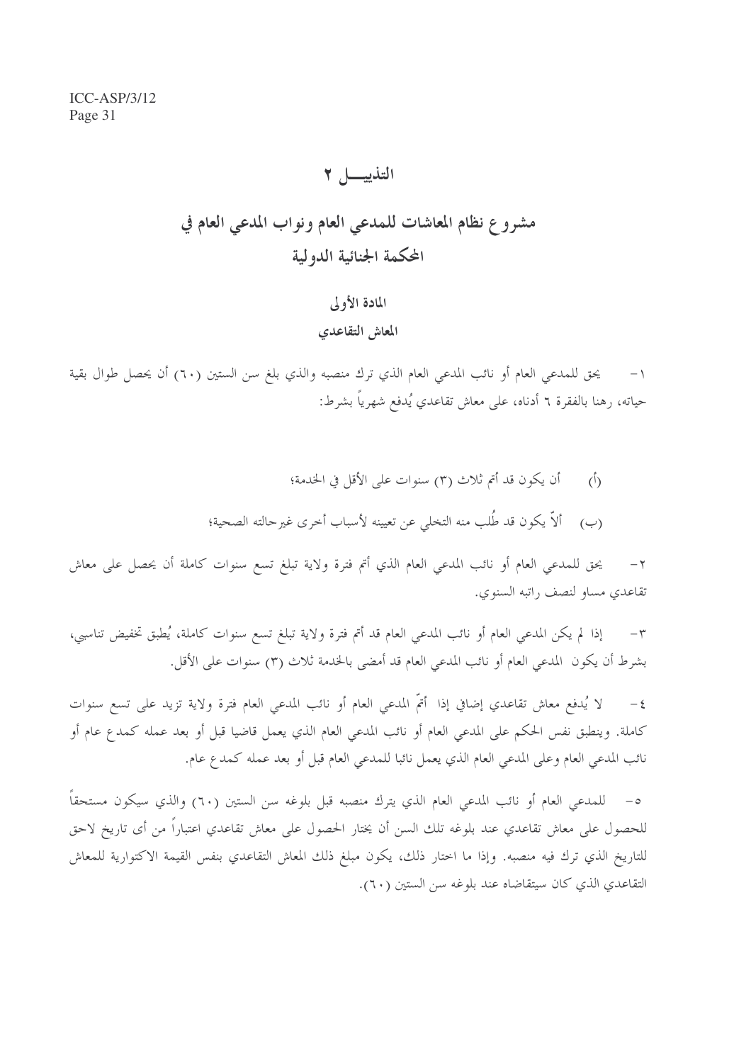# التذييـــل ٢

# مشروع نظام المعاشات للمدعي العام ونواب المدعي العام في المحكمة الجنائية الدولية

## المادة الأولى

## المعاش التقاعدي

١ - يحق للمدعي العام أو نائب المدعي العام الذي ترك منصبه والذي بلغ سن الستين (٦٠) أن يحصل طوال بقية حياته، رهنا بالفقرة ٦ أدناه، على معاش تقاعدي يُدفع شهرياً بشرط:

(أ) أن يكون قد أتم ثلاث (٣) سنوات على الأقل في الخدمة؛

(ب) ألاّ يكون قد طُلب منه التخلي عن تعيينه لأسباب أخرى غيرحالته الصحية؛

٢ - يحق للمدعي العام أو نائب المدعي العام الذي أتم فترة ولاية تبلغ تسع سنوات كاملة أن يحصل على معاش تقاعدي مساو لنصف راتبه السنوي.

٣ - إذا لم يكن المدعي العام أو نائب المدعي العام قد أتم فترة ولاية تبلغ تسع سنوات كاملة، يُطبق تخفيض تناسبي، بشرط أن يكون المدعي العام أو نائب المدعي العام قد أمضى بالخدمة ثلاث (٣) سنوات على الأقل.

٤ - لا يُدفع معاش تقاعدي إضافي إذا أتمّ المدعي العام أو نائب المدعي العام فترة ولاية تزيد على تسع سنوات كاملة. وينطبق نفس الحكم على المدعي العام أو نائب المدعي العام الذي يعمل قاضيا قبل أو بعد عمله كمدع عام أو نائب المدعي العام وعلى المدعي العام الذي يعمل نائبا للمدعي العام قبل أو بعد عمله كمدع عام.

٥ - للمدعي العام أو نائب المدعي العام الذي يترك منصبه قبل بلوغه سن الستين (٦٠) والذي سيكون مستحقاً للحصول على معاش تقاعدي عند بلوغه تلك السن أن يختار الحصول على معاش تقاعدي اعتباراً من أى تاريخ لاحق للتاريخ الذي ترك فيه منصبه. وإذا ما اختار ذلك، يكون مبلغ ذلك المعاش التقاعدي بنفس القيمة الاكتوارية للمعاش التقاعدي الذي كان سيتقاضاه عند بلوغه سن الستين (٦٠).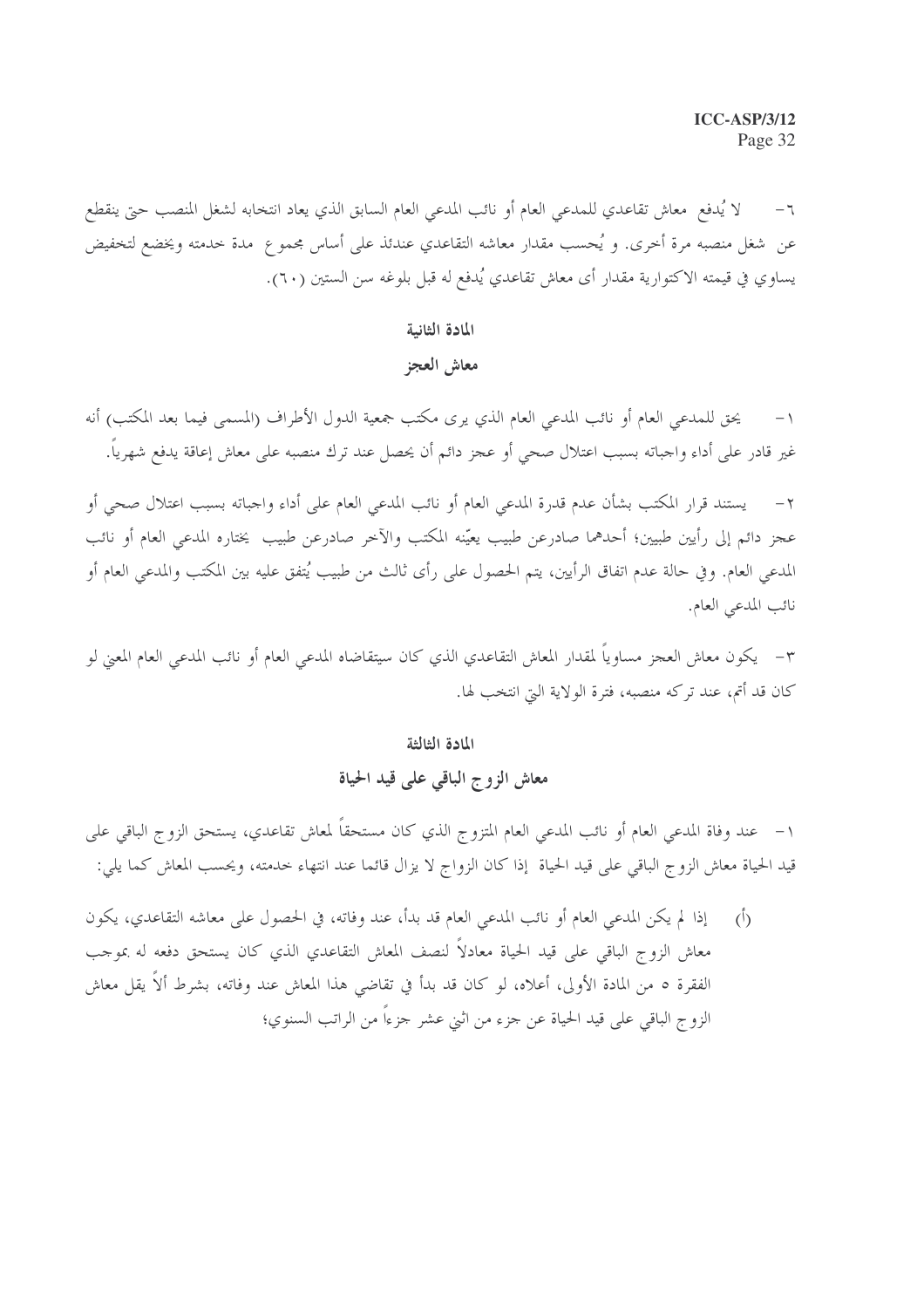٦- لا يُدفع معاش تقاعدي للمدعي العام أو نائب المدعي العام السابق الذي يعاد انتخابه لشغل المنصب حتى ينقطع عن شغل منصبه مرة أخرى. و يُحسب مقدار معاشه التقاعدي عندئذ على أساس مجموع مدة خدمته ويخضع لتخفيض يساوي في قيمته الاكتوارية مقدار أى معاش تقاعدي يُدفع له قبل بلوغه سن الستين (٦٠).

## المادة الثانية

## معاش العجز

١- يحق للمدعي العام أو نائب المدعي العام الذي يرى مكتب جمعية الدول الأطراف (المسمى فيما بعد المكتب) أنه غير قادر على أداء واجباته بسبب اعتلال صحي أو عجز دائم أن يحصل عند ترك منصبه على معاش إعاقة يدفع شهرياً.

٢- يستند قرار المكتب بشأن عدم قدرة المدعي العام أو نائب المدعي العام على أداء واجباته بسبب اعتلال صحي أو عجز دائم إلى رأيين طبيين؛ أحدهما صادرعن طبيب يعيّنه المكتب والآخر صادرعن طبيب يختاره المدعي العام أو نائب المدعي العام. وفي حالة عدم اتفاق الرأيين، يتم الحصول على رأى ثالث من طبيب يُتفق عليه بين المكتب والمدعي العام أو نائب المدعي العام.

٣- يكون معاش العجز مساوياً لمقدار المعاش التقاعدي الذي كان سيتقاضاه المدعي العام أو نائب المدعي العام المعني لو كان قد أتم، عند تركه منصبه، فترة الولاية التي انتخب لها.

## المادة الثالثة

## معاش الزوج الباقي على قيد الحياة

١- عند وفاة المدعي العام أو نائب المدعي العام المتزوج الذي كان مستحقاً لمعاش تقاعدي، يستحق الزوج الباقي على قيد الحياة معاش الزوج الباقي على قيد الحياة إذا كان الزواج لا يزال قائما عند انتهاء خدمته، ويحسب المعاش كما يلي:

(أ) إذا لم يكن المدعي العام أو نائب المدعي العام قد بدأ، عند وفاته، في الحصول على معاشه التقاعدي، يكون معاش الزوج الباقي على قيد الحياة معادلاً لنصف المعاش التقاعدي الذي كان يستحق دفعه له بموجب الفقرة ٥ من المادة الأولى، أعلاه، لو كان قد بدأ في تقاضي هذا المعاش عند وفاته، بشرط ألاّ يقل معاش الزوج الباقي على قيد الحياة عن جزء من اثني عشر جزءاً من الراتب السنوي؛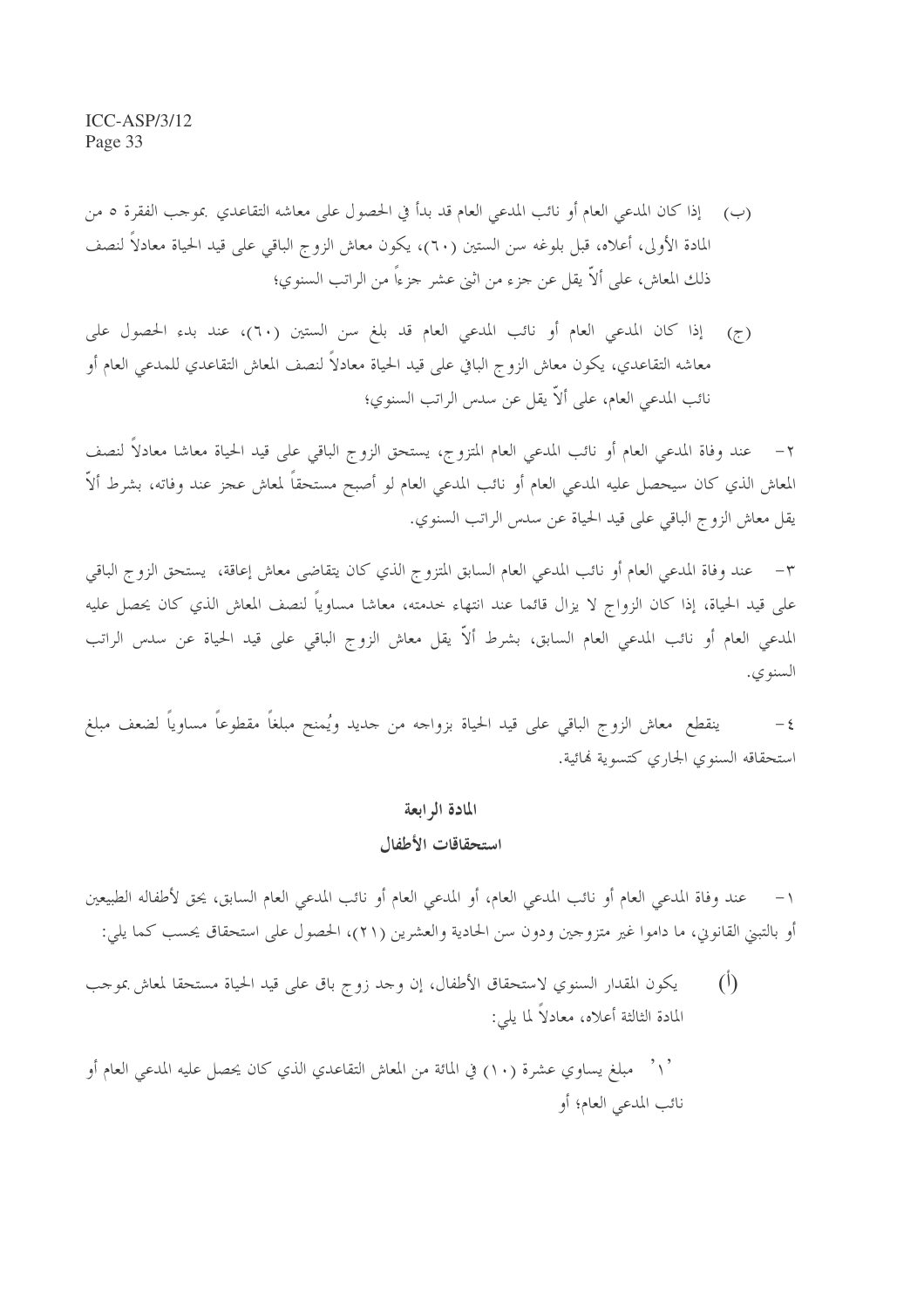(ب) إذا كان المدعي العام أو نائب المدعي العام قد بدأ في الحصول على معاشه التقاعدي بموجب الفقرة ٥ من المادة الأولى، أعلاه، قبل بلوغه سن الستين (٦٠)، يكون معاش الزوج الباقي على قيد الحياة معادلاً لنصف ذلك المعاش، على ألاّ يقل عن جزء من اثني عشر جزءاً من الراتب السنوي؛

(ج) إذا كان المدعي العام أو نائب المدعي العام قد بلغ سن الستين (٦٠)، عند بدء الحصول على معاشه التقاعدي، يكون معاش الزوج الباقي على قيد الحياة معادلاً لنصف المعاش التقاعدي للمدعي العام أو نائب المدعي العام، على ألاّ يقل عن سدس الراتب السنوي؛

٢- عند وفاة المدعي العام أو نائب المدعي العام المتزوج، يستحق الزوج الباقي على قيد الحياة معاشا معادلاً لنصف المعاش الذي كان سيحصل عليه المدعي العام أو نائب المدعي العام لو أصبح مستحقاً لمعاش عجز عند وفاته، بشرط ألاّ يقل معاش الزوج الباقي على قيد الحياة عن سدس الراتب السنوي.

٣- عند وفاة المدعي العام أو نائب المدعي العام السابق المتزوج الذي كان يتقاضى معاش إعاقة، يستحق الزوج الباقي على قيد الحياة، إذا كان الزواج لا يزال قائما عند انتهاء خدمته، معاشا مساوياً لنصف المعاش الذي كان يحصل عليه المدعي العام أو نائب المدعي العام السابق، بشرط ألاّ يقل معاش الزوج الباقي على قيد الحياة عن سدس الراتب السنوي.

٤- ينقطع معاش الزوج الباقي على قيد الحياة بزواجه من جديد ويُمنح مبلغاً مقطوعاً مساوياً لضعف مبلغ استحقاقه السنوي الجاري كتسوية نهائية.

## المادة الرابعة

## استحقاقات الأطفال

١- عند وفاة المدعي العام أو نائب المدعي العام، أو المدعي العام أو نائب المدعي العام السابق، يحق لأطفاله الطبيعين أو بالتبني القانوني، ما داموا غير متزوجين ودون سن الحادية والعشرين (٢١)، الحصول على استحقاق يحسب كما يلي:

(أ) يكون المقدار السنوي لاستحقاق الأطفال، إن وجد زوج باق على قيد الحياة مستحقا لمعاش بموجب المادة الثالثة أعلاه، معادلاً لما يلي:

'١' مبلغ يساوي عشرة (١٠) في المائة من المعاش التقاعدي الذي كان يحصل عليه المدعي العام أو نائب المدعي العام؛ أو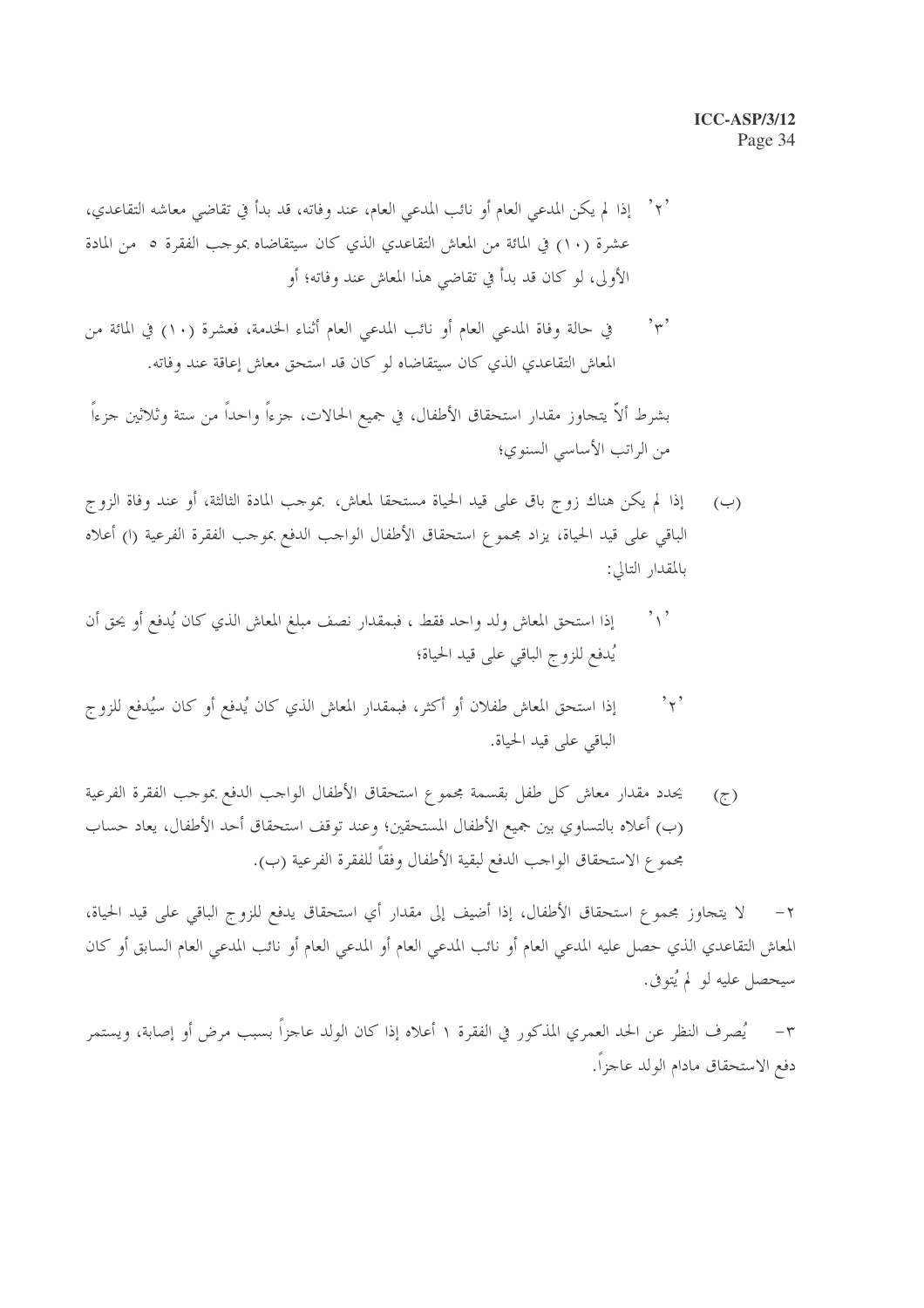'٢' إذا لم يكن المدعي العام أو نائب المدعي العام، عند وفاته، قد بدأ في تقاضي معاشه التقاعدي، عشرة (١٠) في المائة من المعاش التقاعدي الذي كان سيتقاضاه بموجب الفقرة ٥ من المادة الأولى، لو كان قد بدأ في تقاضي هذا المعاش عند وفاته؛ أو

'٣' في حالة وفاة المدعي العام أو نائب المدعي العام أثناء الخدمة، فعشرة (١٠) في المائة من المعاش التقاعدي الذي كان سيتقاضاه لو كان قد استحق معاش إعاقة عند وفاته.

بشرط ألاّ يتجاوز مقدار استحقاق الأطفال، في جميع الحالات، جزءاً واحداً من ستة وثلاثين جزءاً من الراتب الأساسي السنوي؛

(ب) إذا لم يكن هناك زوج باق على قيد الحياة مستحقا لمعاش، بموجب المادة الثالثة، أو عند وفاة الزوج الباقي على قيد الحياة، يزاد مجموع استحقاق الأطفال الواجب الدفع بموجب الفقرة الفرعية (ا) أعلاه بالمقدار التالي:

'١' إذا استحق المعاش ولد واحد فقط ، فبمقدار نصف مبلغ المعاش الذي كان يُدفع أو يحق أن يُدفع للزوج الباقي على قيد الحياة؛

'٢' إذا استحق المعاش طفلان أو أكثر، فبمقدار المعاش الذي كان يُدفع أو كان سيُدفع للزوج الباقي على قيد الحياة.

(ج) يحدد مقدار معاش كل طفل بقسمة مجموع استحقاق الأطفال الواجب الدفع بموجب الفقرة الفرعية (ب) أعلاه بالتساوي بين جميع الأطفال المستحقين؛ وعند توقف استحقاق أحد الأطفال، يعاد حساب مجموع الاستحقاق الواجب الدفع لبقية الأطفال وفقاً للفقرة الفرعية (ب).

٢- لا يتجاوز مجموع استحقاق الأطفال، إذا أضيف إلى مقدار أي استحقاق يدفع للزوج الباقي على قيد الحياة، المعاش التقاعدي الذي حصل عليه المدعي العام أو نائب المدعي العام أو المدعي العام أو نائب المدعي العام السابق أو كان سيحصل عليه لو لم يُتوفى.

٣- يُصرف النظر عن الحد العمري المذكور في الفقرة ١ أعلاه إذا كان الولد عاجزاً بسبب مرض أو إصابة، ويستمر دفع الاستحقاق مادام الولد عاجزاً.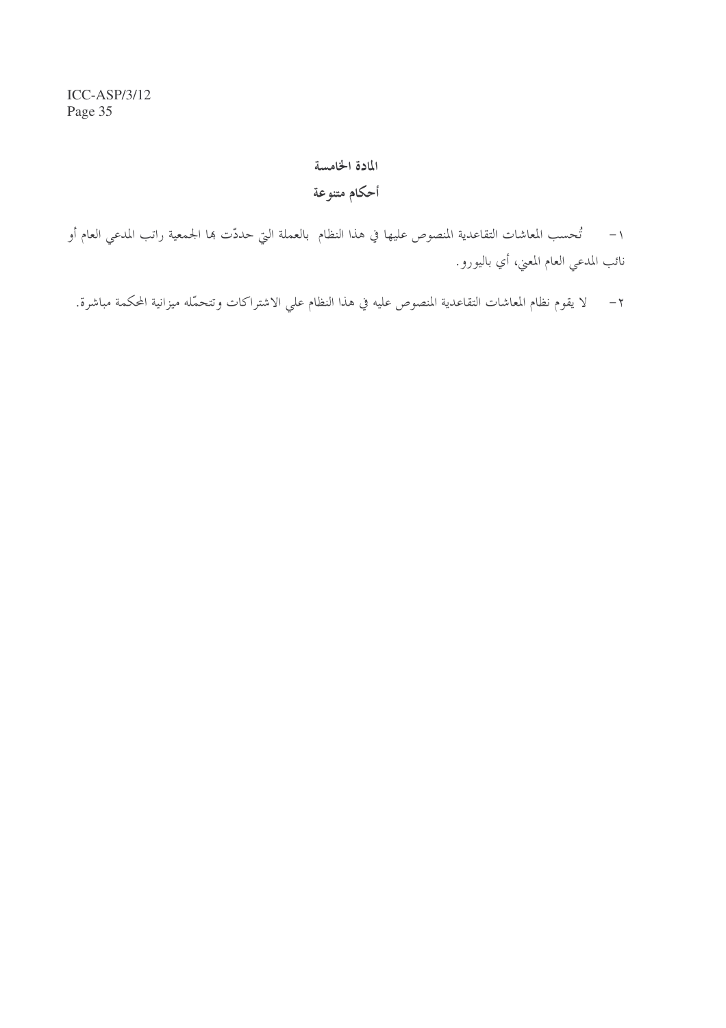## المادة الخامسة

## أحكام متنوعة

١- تُحسب المعاشات التقاعدية المنصوص عليها في هذا النظام بالعملة التي حدّدت بها الجمعية راتب المدعي العام أو نائب المدعي العام المعني، أي باليورو.

٢- لا يقوم نظام المعاشات التقاعدية المنصوص عليه في هذا النظام على الاشتراكات وتتحمّله ميزانية المحكمة مباشرة.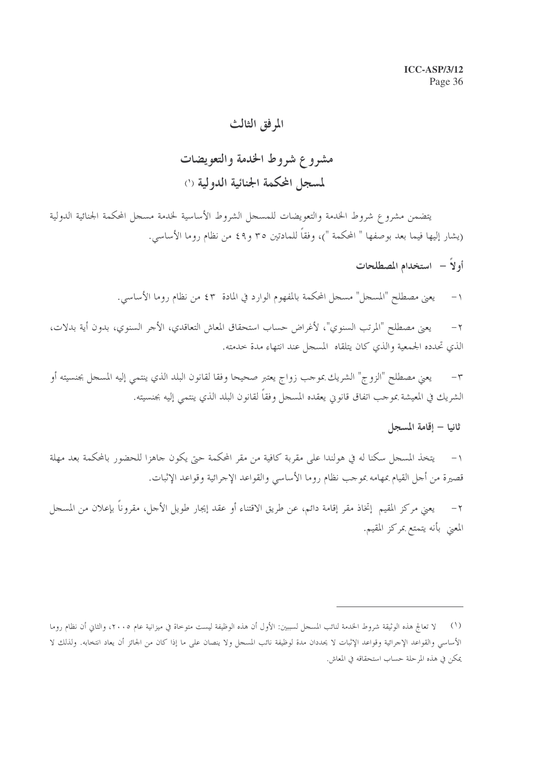# المرفق الثالث

## مشروع شروط الخدمة والتعويضات لمسجل المحكمة الجنائية الدولية [1]

يتضمن مشروع شروط الخدمة والتعويضات للمسجل الشروط الأساسية لخدمة مسجل المحكمة الجنائية الدولية (يشار إليها فيما بعد بوصفها " المحكمة ")، وفقاً للمادتين ٣٥ و٤٩ من نظام روما الأساسي.

### أولاً – استخدام المصطلحات

١- يعني مصطلح "المسجل" مسجل المحكمة بالمفهوم الوارد في المادة ٤٣ من نظام روما الأساسي.

٢- يعني مصطلح "المرتب السنوي"، لأغراض حساب استحقاق المعاش التعاقدي، الأجر السنوي، بدون أية بدلات، الذي تحدده الجمعية والذي كان يتلقاه المسجل عند انتهاء مدة خدمته.

٣- يعني مصطلح "الزوج" الشريك بموجب زواج يعتبر صحيحا وفقا لقانون البلد الذي ينتمي إليه المسجل بجنسيته أو الشريك في المعيشة بموجب اتفاق قانوني يعقده المسجل وفقاً لقانون البلد الذي ينتمي إليه بجنسيته.

### ثانيا – إقامة المسجل

١- يتخذ المسجل سكنا له في هولندا على مقربة كافية من مقر المحكمة حتى يكون جاهزا للحضور بالمحكمة بعد مهلة قصيرة من أجل القيام بمهامه بموجب نظام روما الأساسي والقواعد الإجرائية وقواعد الإثبات.

٢- يعني مركز المقيم إتخاذ مقر إقامة دائم، عن طريق الاقتناء أو عقد إيجار طويل الأجل، مقروناً بإعلان من المسجل المعني بأنه يتمتع بمركز المقيم.

---

(١) لا تعالج هذه الوثيقة شروط الخدمة لنائب المسجل لسببين: الأول أن هذه الوظيفة ليست متوخاة في ميزانية عام ٢٠٠٥، والثاني أن نظام روما الأساسي والقواعد الإجرائية وقواعد الإثبات لا يحددان مدة لوظيفة نائب المسجل ولا ينصان على ما إذا كان من الجائز أن يعاد انتخابه. ولذلك لا يمكن في هذه المرحلة حساب استحقاقه في المعاش.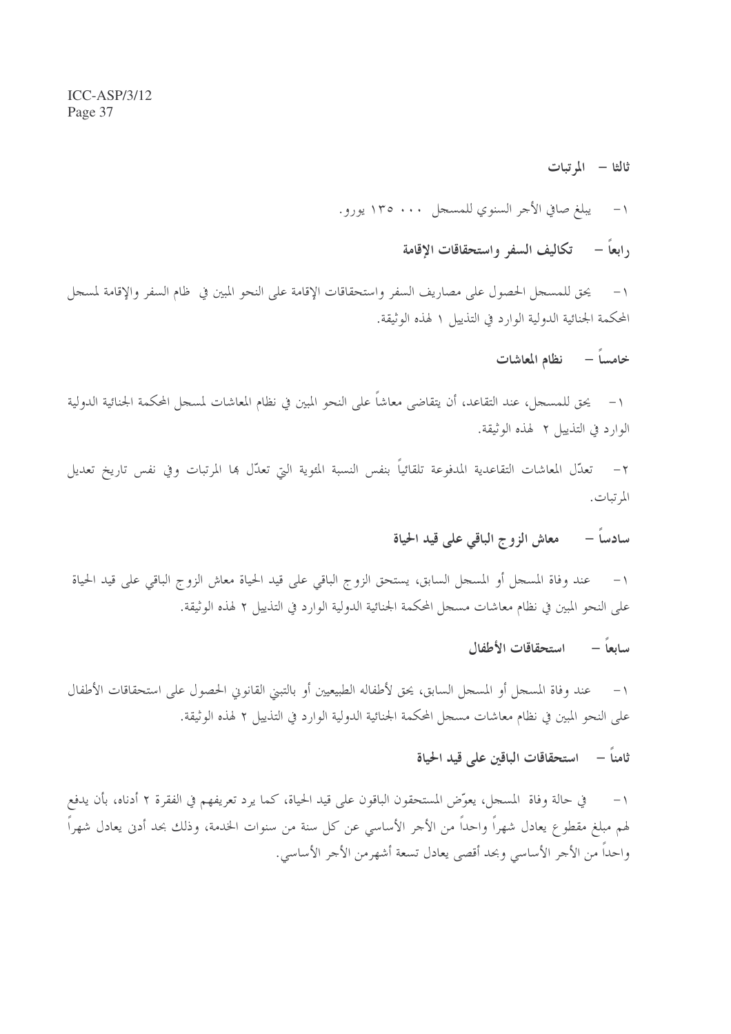### ثالثا – المرتبات

١- يبلغ صافي الأجر السنوي للمسجل ٠٠٠ ١٣٥ يورو.

### رابعاً – تكاليف السفر واستحقاقات الإقامة

١- يحق للمسجل الحصول على مصاريف السفر واستحقاقات الإقامة على النحو المبين في ظام السفر والإقامة لمسجل المحكمة الجنائية الدولية الوارد في التذييل ١ لهذه الوثيقة.

### خامساً – نظام المعاشات

١- يحق للمسجل، عند التقاعد، أن يتقاضى معاشاً على النحو المبين في نظام المعاشات لمسجل المحكمة الجنائية الدولية الوارد في التذييل ٢ لهذه الوثيقة.

٢- تعدّل المعاشات التقاعدية المدفوعة تلقائياً بنفس النسبة المئوية التي تعدّل بها المرتبات وفي نفس تاريخ تعديل المرتبات.

### سادساً – معاش الزوج الباقي على قيد الحياة

١- عند وفاة المسجل أو المسجل السابق، يستحق الزوج الباقي على قيد الحياة معاش الزوج الباقي على قيد الحياة على النحو المبين في نظام معاشات مسجل المحكمة الجنائية الدولية الوارد في التذييل ٢ لهذه الوثيقة.

### سابعاً – استحقاقات الأطفال

١- عند وفاة المسجل أو المسجل السابق، يحق لأطفاله الطبيعيين أو بالتبني القانوني الحصول على استحقاقات الأطفال على النحو المبين في نظام معاشات مسجل المحكمة الجنائية الدولية الوارد في التذييل ٢ لهذه الوثيقة.

### ثامناً – استحقاقات الباقين على قيد الحياة

١- في حالة وفاة المسجل، يعوّض المستحقون الباقون على قيد الحياة، كما يرد تعريفهم في الفقرة ٢ أدناه، بأن يدفع لهم مبلغ مقطوع يعادل شهراً واحداً من الأجر الأساسي عن كل سنة من سنوات الخدمة، وذلك بحد أدنى يعادل شهراً واحداً من الأجر الأساسي وبحد أقصى يعادل تسعة أشهرمن الأجر الأساسي.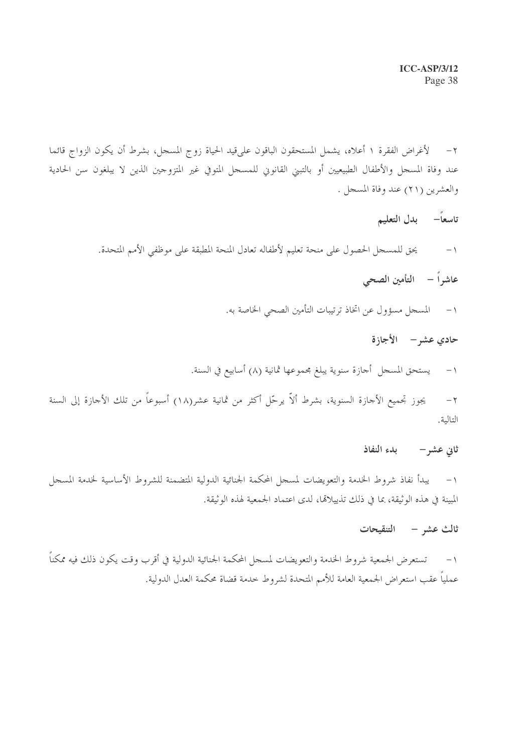٢- لأغراض الفقرة ١ أعلاه، يشمل المستحقون الباقون على قيد الحياة زوج المسجل، بشرط أن يكون الزواج قائما عند وفاة المسجل والأطفال الطبيعيين أو بالتبني القانوني للمسجل المتوفي غير المتزوجين الذين لا يبلغون سن الحادية والعشرين (٢١) عند وفاة المسجل .

## تاسعاً- بدل التعليم

١- يحق للمسجل الحصول على منحة تعليم لأطفاله تعادل المنحة المطبقة على موظفي الأمم المتحدة.

## عاشراً – التأمين الصحي

١- المسجل مسؤول عن اتخاذ ترتيبات التأمين الصحي الخاصة به.

## حادي عشر- الأجازة

١- يستحق المسجل أجازة سنوية يبلغ مجموعها ثمانية (٨) أسابيع في السنة.

٢- يجوز تجميع الأجازة السنوية، بشرط ألاّ يرحّل أكثر من ثمانية عشر(١٨) أسبوعاً من تلك الأجازة إلى السنة التالية.

## ثاني عشر- بدء النفاذ

١- يبدأ نفاذ شروط الخدمة والتعويضات لمسجل المحكمة الجنائية الدولية المتضمنة للشروط الأساسية لخدمة المسجل المبينة في هذه الوثيقة، بما في ذلك تذييلاتها، لدى اعتماد الجمعية لهذه الوثيقة.

## ثالث عشر – التنقيحات

١- تستعرض الجمعية شروط الخدمة والتعويضات لمسجل المحكمة الجنائية الدولية في أقرب وقت يكون ذلك فيه ممكناً عملياً عقب استعراض الجمعية العامة للأمم المتحدة لشروط خدمة قضاة محكمة العدل الدولية.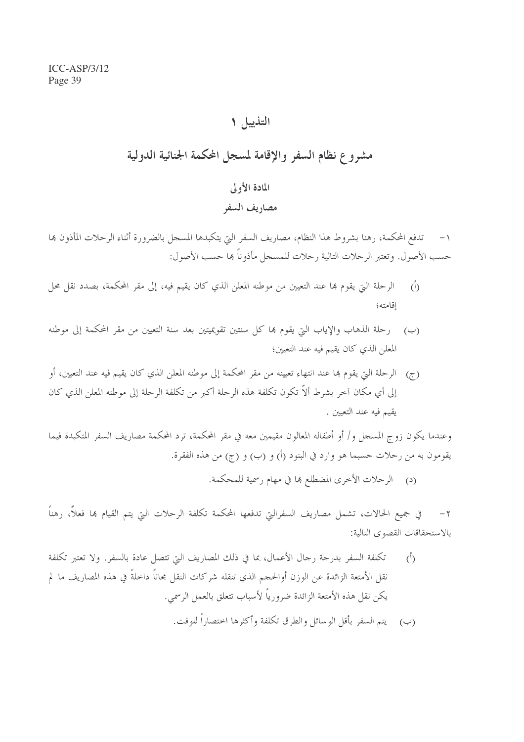# التذييل ١

## مشروع نظام السفر والإقامة لمسجل المحكمة الجنائية الدولية

### المادة الأولى

### مصاريف السفر

١- تدفع المحكمة، رهنا بشروط هذا النظام، مصاريف السفر التي يتكبدها المسجل بالضرورة أثناء الرحلات المأذون بها حسب الأصول. وتعتبر الرحلات التالية رحلات للمسجل مأذوناً بها حسب الأصول:

(أ) الرحلة التي يقوم بها عند التعيين من موطنه المعلن الذي كان يقيم فيه، إلى مقر المحكمة، بصدد نقل محل إقامته؛

(ب) رحلة الذهاب والإياب التي يقوم بها كل سنتين تقويميتين بعد سنة التعيين من مقر المحكمة إلى موطنه المعلن الذي كان يقيم فيه عند التعيين؛

(ج) الرحلة التي يقوم بها عند انتهاء تعيينه من مقر المحكمة إلى موطنه المعلن الذي كان يقيم فيه عند التعيين، أو إلى أي مكان آخر بشرط ألاّ تكون تكلفة هذه الرحلة أكبر من تكلفة الرحلة إلى موطنه المعلن الذي كان يقيم فيه عند التعيين .

وعندما يكون زوج المسجل و/ أو أطفاله المعالون مقيمين معه في مقر المحكمة، ترد المحكمة مصاريف السفر المتكبدة فيما يقومون به من رحلات حسبما هو وارد في البنود (أ) و (ب) و (ج) من هذه الفقرة.

(د) الرحلات الأخرى المضطلع بها في مهام رسمية للمحكمة.

٢- في جميع الحالات، تشمل مصاريف السفرالتي تدفعها المحكمة تكلفة الرحلات التي يتم القيام بها فعلاً، رهناً بالاستحقاقات القصوى التالية:

(أ) تكلفة السفر بدرجة رجال الأعمال، بما في ذلك المصاريف التي تتصل عادة بالسفر. ولا تعتبر تكلفة نقل الأمتعة الزائدة عن الوزن أوالحجم الذي تنقله شركات النقل مجاناً داخلةً في هذه المصاريف ما لم يكن نقل هذه الأمتعة الزائدة ضرورياً لأسباب تتعلق بالعمل الرسمي.

(ب) يتم السفر بأقل الوسائل والطرق تكلفة وأكثرها اختصاراً للوقت.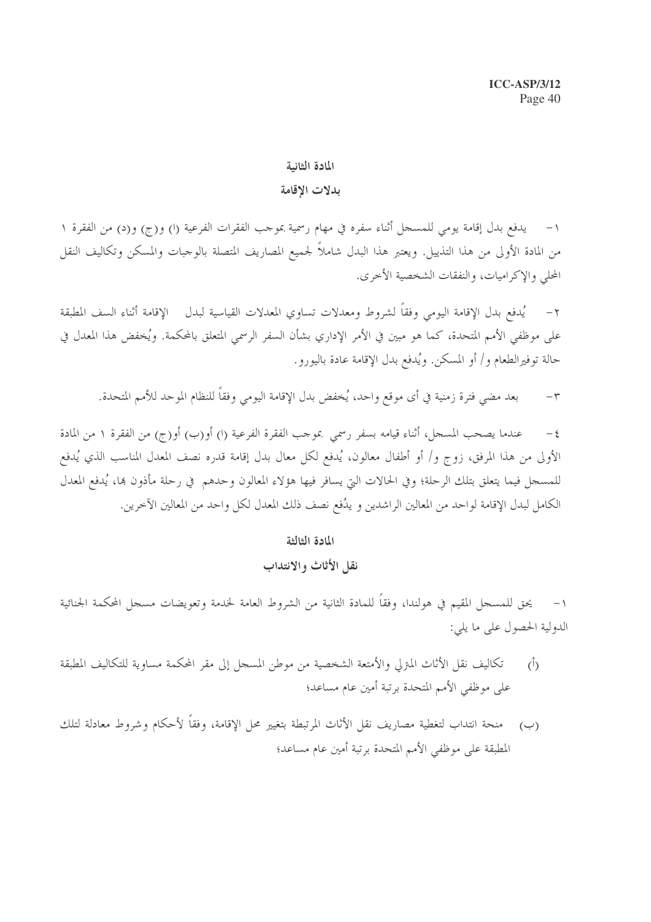## المادة الثانية

## بدلات الإقامة

١ – يدفع بدل إقامة يومي للمسجل أثناء سفره في مهام رسمية بموجب الفقرات الفرعية (ا) و(ج) و(د) من الفقرة ١ من المادة الأولى من هذا التذييل. ويعتبر هذا البدل شاملاً لجميع المصاريف المتصلة بالوجبات والمسكن وتكاليف النقل المحلي والإكراميات، والنفقات الشخصية الأخرى.

٢ – يُدفع بدل الإقامة اليومي وفقاً لشروط ومعدلات تساوي المعدلات القياسية لبدل الإقامة أثناء السفر المطبقة على موظفي الأمم المتحدة، كما هو مبين في الأمر الإداري بشأن السفر الرسمي المتعلق بالمحكمة. ويُخفض هذا المعدل في حالة توفيرالطعام و/ أو المسكن. ويُدفع بدل الإقامة عادة باليورو.

٣ – بعد مضي فترة زمنية في أى موقع واحد، يُخفض بدل الإقامة اليومي وفقاً للنظام الموحد للأمم المتحدة.

٤ – عندما يصحب المسجل، أثناء قيامه بسفر رسمي بموجب الفقرة الفرعية (ا) أو(ب) أو(ج) من الفقرة ١ من المادة الأولى من هذا المرفق، زوج و/ أو أطفال معالون، يُدفع لكل معال بدل إقامة قدره نصف المعدل المناسب الذي يُدفع للمسجل فيما يتعلق بتلك الرحلة؛ وفي الحالات التي يسافر فيها هؤلاء المعالون وحدهم في رحلة مأذون بها، يُدفع المعدل الكامل لبدل الإقامة لواحد من المعالين الراشدين و يدُفع نصف ذلك المعدل لكل واحد من المعالين الآخرين.

## المادة الثالثة

## نقل الأثاث والانتداب

١ – يحق للمسجل المقيم في هولندا، وفقاً للمادة الثانية من الشروط العامة لخدمة وتعويضات مسجل المحكمة الجنائية الدولية الحصول على ما يلي:

(أ) تكاليف نقل الأثاث المترلي والأمتعة الشخصية من موطن المسجل إلى مقر المحكمة مساوية للتكاليف المطبقة على موظفي الأمم المتحدة برتبة أمين عام مساعد؛

(ب) منحة انتداب لتغطية مصاريف نقل الأثاث المرتبطة بتغيير محل الإقامة، وفقاً لأحكام وشروط معادلة لتلك المطبقة على موظفي الأمم المتحدة برتبة أمين عام مساعد؛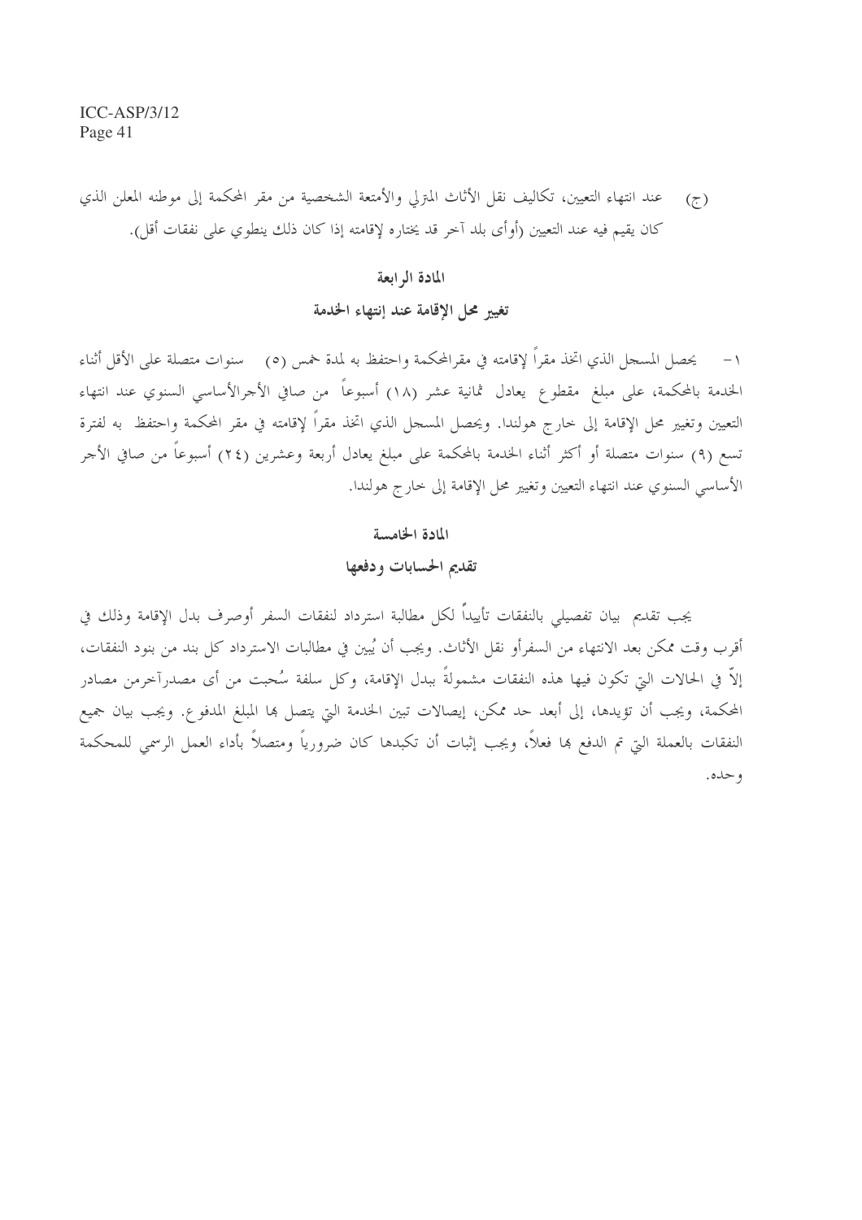(ج) عند انتهاء التعيين، تكاليف نقل الأثاث المترلي والأمتعة الشخصية من مقر المحكمة إلى موطنه المعلن الذي كان يقيم فيه عند التعيين (أوأى بلد آخر قد يختاره لإقامته إذا كان ذلك ينطوي على نفقات أقل).

## المادة الرابعة

## تغيير محل الإقامة عند إنتهاء الخدمة

١- يحصل المسجل الذي اتخذ مقراً لإقامته في مقرالمحكمة واحتفظ به لمدة خمس (٥) سنوات متصلة على الأقل أثناء الخدمة بالمحكمة، على مبلغ مقطوع يعادل ثمانية عشر (١٨) أسبوعاً من صافي الأجرالأساسي السنوي عند انتهاء التعيين وتغيير محل الإقامة إلى خارج هولندا. ويحصل المسجل الذي اتخذ مقراً لإقامته في مقر المحكمة واحتفظ به لفترة تسع (٩) سنوات متصلة أو أكثر أثناء الخدمة بالمحكمة على مبلغ يعادل أربعة وعشرين (٢٤) أسبوعاً من صافي الأجر الأساسي السنوي عند انتهاء التعيين وتغيير محل الإقامة إلى خارج هولندا.

## المادة الخامسة

## تقديم الحسابات ودفعها

يجب تقديم بيان تفصيلي بالنفقات تأييداً لكل مطالبة استرداد لنفقات السفر أوصرف بدل الإقامة وذلك في أقرب وقت ممكن بعد الانتهاء من السفرأو نقل الأثاث. ويجب أن يُبين في مطالبات الاسترداد كل بند من بنود النفقات، إلاّ في الحالات التي تكون فيها هذه النفقات مشمولةً ببدل الإقامة، وكل سلفة سُحبت من أى مصدرآخرمن مصادر المحكمة، ويجب أن تؤيدها، إلى أبعد حد ممكن، إيصالات تبين الخدمة التي يتصل بها المبلغ المدفوع. ويجب بيان جميع النفقات بالعملة التي تم الدفع بها فعلاً، ويجب إثبات أن تكبدها كان ضرورياً ومتصلاً بأداء العمل الرسمي للمحكمة وحده.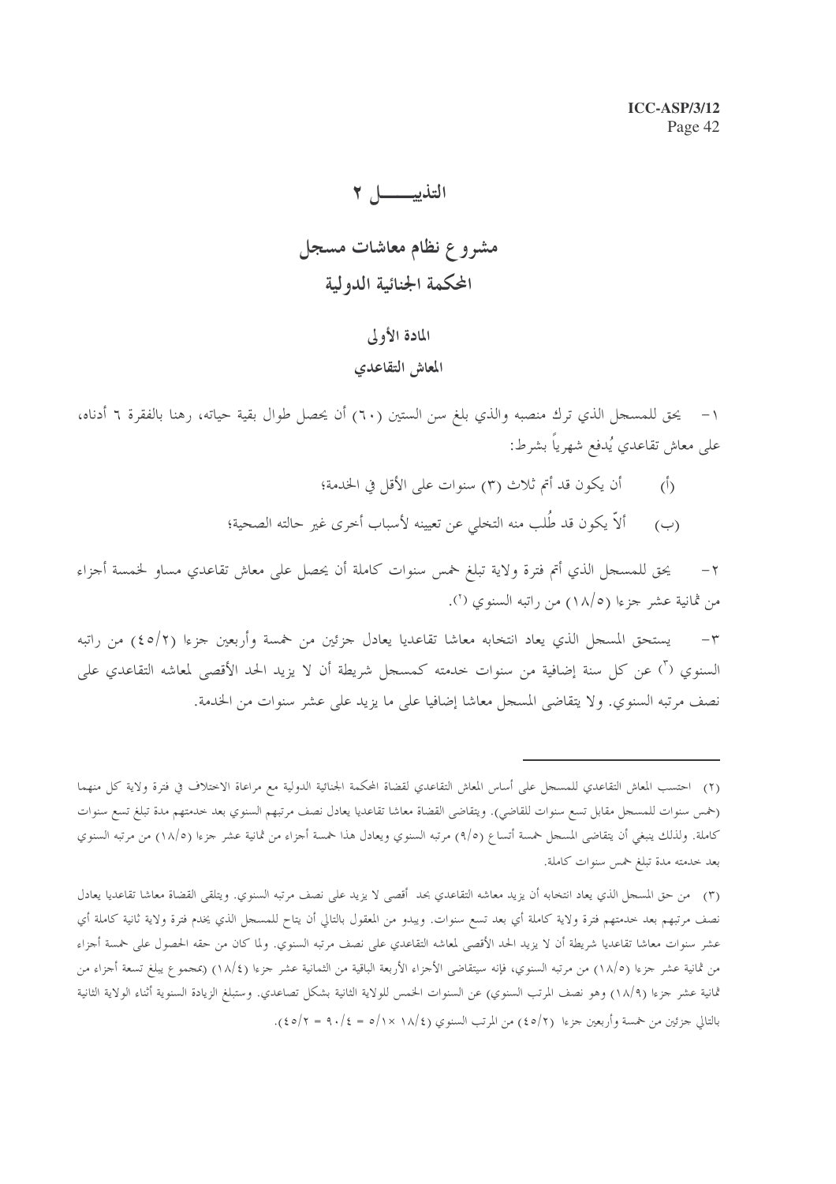# التذييـــــل ٢

## مشروع نظام معاشات مسجل المحكمة الجنائية الدولية

### المادة الأولى
### المعاش التقاعدي

١- يحق للمسجل الذي ترك منصبه والذي بلغ سن الستين (٦٠) أن يحصل طوال بقية حياته، رهنا بالفقرة ٦ أدناه، على معاش تقاعدي يُدفع شهرياً بشرط:

(أ) أن يكون قد أتم ثلاث (٣) سنوات على الأقل في الخدمة؛

(ب) ألاّ يكون قد طُلب منه التخلي عن تعيينه لأسباب أخرى غير حالته الصحية؛

٢- يحق للمسجل الذي أتم فترة ولاية تبلغ خمس سنوات كاملة أن يحصل على معاش تقاعدي مساو لخمسة أجزاء من ثمانية عشر جزءا (١٨/٥) من راتبه السنوي [٢].

٣- يستحق المسجل الذي يعاد انتخابه معاشا تقاعديا يعادل جزئين من خمسة وأربعين جزءا (٤٥/٢) من راتبه السنوي [٣] عن كل سنة إضافية من سنوات خدمته كمسجل شريطة أن لا يزيد الحد الأقصى لمعاشه التقاعدي على نصف مرتبه السنوي. ولا يتقاضى المسجل معاشا إضافيا على ما يزيد على عشر سنوات من الخدمة.

---

(٢) احتسب المعاش التقاعدي للمسجل على أساس المعاش التقاعدي لقضاة المحكمة الجنائية الدولية مع مراعاة الاختلاف في فترة ولاية كل منهما (خمس سنوات للمسجل مقابل تسع سنوات للقاضي). ويتقاضى القضاة معاشا تقاعديا يعادل نصف مرتبهم السنوي بعد خدمتهم مدة تبلغ تسع سنوات كاملة. ولذلك ينبغي أن يتقاضى المسجل خمسة أتساع (٩/٥) مرتبه السنوي ويعادل هذا خمسة أجزاء من ثمانية عشر جزءا (١٨/٥) من مرتبه السنوي بعد خدمته مدة تبلغ خمس سنوات كاملة.

(٣) من حق المسجل الذي يعاد انتخابه أن يزيد معاشه التقاعدي بحد أقصى لا يزيد على نصف مرتبه السنوي. ويتلقى القضاة معاشا تقاعديا يعادل نصف مرتبهم بعد خدمتهم فترة ولاية كاملة أي بعد تسع سنوات. ويبدو من المعقول بالتالي أن يتاح للمسجل الذي يخدم فترة ولاية ثانية كاملة أي عشر سنوات معاشا تقاعديا شريطة أن لا يزيد الحد الأقصى لمعاشه التقاعدي على نصف مرتبه السنوي. ولما كان من حقه الحصول على خمسة أجزاء من ثمانية عشر جزءا (١٨/٥) من مرتبه السنوي، فإنه سيتقاضى الأجزاء الأربعة الباقية من الثمانية عشر جزءا (١٨/٤) (بمجموع يبلغ تسعة أجزاء من ثمانية عشر جزءا (١٨/٩) وهو نصف المرتب السنوي) عن السنوات الخمس للولاية الثانية بشكل تصاعدي. وستبلغ الزيادة السنوية أثناء الولاية الثانية بالتالي جزئين من خمسة وأربعين جزءا (٤٥/٢) من المرتب السنوي (١٨/٤ × ٥/١ = ٩٠/٤ = ٤٥/٢).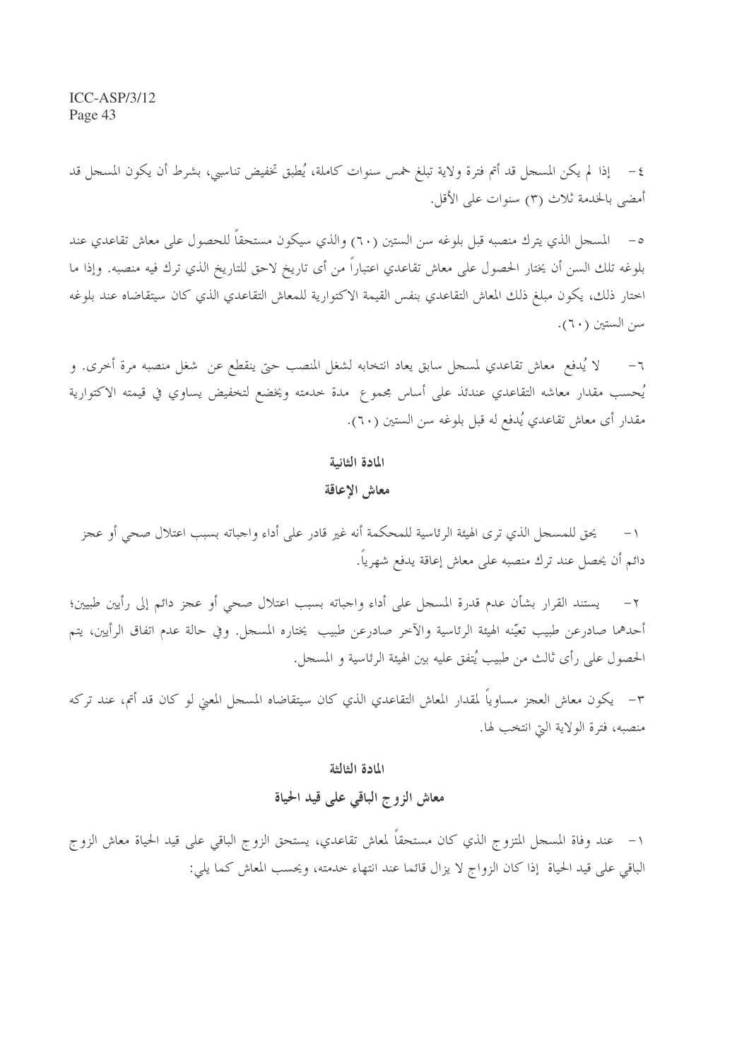٤- إذا لم يكن المسجل قد أتم فترة ولاية تبلغ خمس سنوات كاملة، يُطبق تخفيض تناسبي، بشرط أن يكون المسجل قد أمضى بالخدمة ثلاث (٣) سنوات على الأقل.

٥- المسجل الذي يترك منصبه قبل بلوغه سن الستين (٦٠) والذي سيكون مستحقاً للحصول على معاش تقاعدي عند بلوغه تلك السن أن يختار الحصول على معاش تقاعدي اعتباراً من أى تاريخ لاحق للتاريخ الذي ترك فيه منصبه. وإذا ما اختار ذلك، يكون مبلغ ذلك المعاش التقاعدي بنفس القيمة الاكتوارية للمعاش التقاعدي الذي كان سيتقاضاه عند بلوغه سن الستين (٦٠).

٦- لا يُدفع معاش تقاعدي لمسجل سابق يعاد انتخابه لشغل المنصب حتى ينقطع عن شغل منصبه مرة أخرى. و يُحسب مقدار معاشه التقاعدي عندئذ على أساس مجموع مدة خدمته ويخضع لتخفيض يساوي في قيمته الاكتوارية مقدار أى معاش تقاعدي يُدفع له قبل بلوغه سن الستين (٦٠).

## المادة الثانية

## معاش الإعاقة

١- يحق للمسجل الذي ترى الهيئة الرئاسية للمحكمة أنه غير قادر على أداء واجباته بسبب اعتلال صحي أو عجز دائم أن يحصل عند ترك منصبه على معاش إعاقة يدفع شهرياً.

٢- يستند القرار بشأن عدم قدرة المسجل على أداء واجباته بسبب اعتلال صحي أو عجز دائم إلى رأيين طبيين؛ أحدهما صادرعن طبيب تعيّنه الهيئة الرئاسية والآخر صادرعن طبيب يختاره المسجل. وفي حالة عدم اتفاق الرأيين، يتم الحصول على رأى ثالث من طبيب يُتفق عليه بين الهيئة الرئاسية و المسجل.

٣- يكون معاش العجز مساوياً لمقدار المعاش التقاعدي الذي كان سيتقاضاه المسجل المعني لو كان قد أتم، عند تركه منصبه، فترة الولاية التي انتخب لها.

## المادة الثالثة

## معاش الزوج الباقي على قيد الحياة

١- عند وفاة المسجل المتزوج الذي كان مستحقاً لمعاش تقاعدي، يستحق الزوج الباقي على قيد الحياة معاش الزوج الباقي على قيد الحياة إذا كان الزواج لا يزال قائما عند انتهاء خدمته، ويحسب المعاش كما يلي: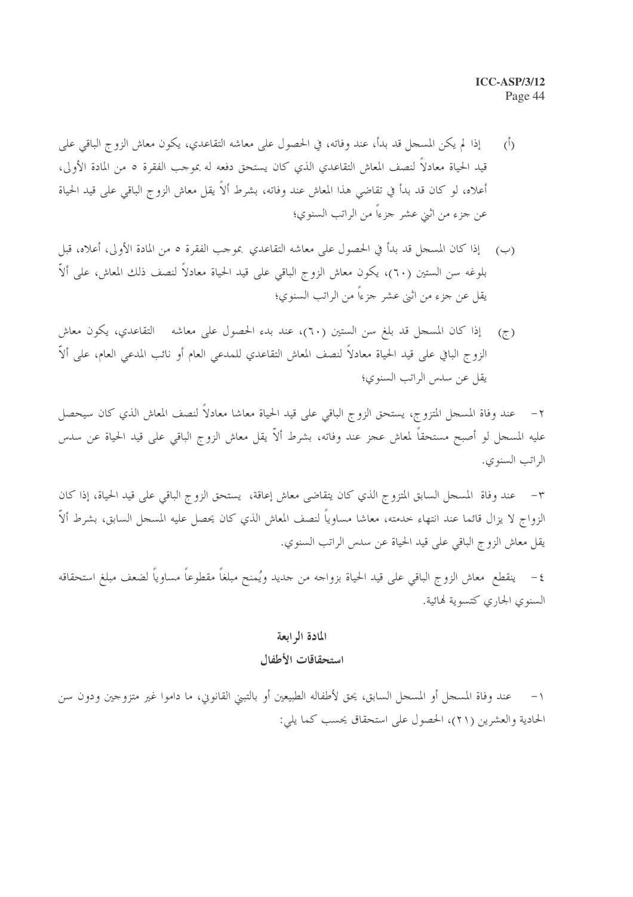(أ) إذا لم يكن المسجل قد بدأ، عند وفاته، في الحصول على معاشه التقاعدي، يكون معاش الزوج الباقي على قيد الحياة معادلاً لنصف المعاش التقاعدي الذي كان يستحق دفعه له بموجب الفقرة ٥ من المادة الأولى، أعلاه، لو كان قد بدأ في تقاضي هذا المعاش عند وفاته، بشرط ألاّ يقل معاش الزوج الباقي على قيد الحياة عن جزء من اثني عشر جزءاً من الراتب السنوي؛

(ب) إذا كان المسجل قد بدأ في الحصول على معاشه التقاعدي بموجب الفقرة ٥ من المادة الأولى، أعلاه، قبل بلوغه سن الستين (٦٠)، يكون معاش الزوج الباقي على قيد الحياة معادلاً لنصف ذلك المعاش، على ألاّ يقل عن جزء من اثني عشر جزءاً من الراتب السنوي؛

(ج) إذا كان المسجل قد بلغ سن الستين (٦٠)، عند بدء الحصول على معاشه التقاعدي، يكون معاش الزوج الباقي على قيد الحياة معادلاً لنصف المعاش التقاعدي للمدعي العام أو نائب المدعي العام، على ألاّ يقل عن سدس الراتب السنوي؛

٢- عند وفاة المسجل المتزوج، يستحق الزوج الباقي على قيد الحياة معاشا معادلاً لنصف المعاش الذي كان سيحصل عليه المسجل لو أصبح مستحقاً لمعاش عجز عند وفاته، بشرط ألاّ يقل معاش الزوج الباقي على قيد الحياة عن سدس الراتب السنوي.

٣- عند وفاة المسجل السابق المتزوج الذي كان يتقاضى معاش إعاقة، يستحق الزوج الباقي على قيد الحياة، إذا كان الزواج لا يزال قائما عند انتهاء خدمته، معاشا مساوياً لنصف المعاش الذي كان يحصل عليه المسجل السابق، بشرط ألاّ يقل معاش الزوج الباقي على قيد الحياة عن سدس الراتب السنوي.

٤- ينقطع معاش الزوج الباقي على قيد الحياة بزواجه من جديد ويُمنح مبلغاً مقطوعاً مساوياً لضعف مبلغ استحقاقه السنوي الجاري كتسوية نهائية.

## المادة الرابعة

## استحقاقات الأطفال

١- عند وفاة المسجل أو المسجل السابق، يحق لأطفاله الطبيعيين أو بالتبني القانوني، ما داموا غير متزوجين ودون سن الحادية والعشرين (٢١)، الحصول على استحقاق يحسب كما يلي: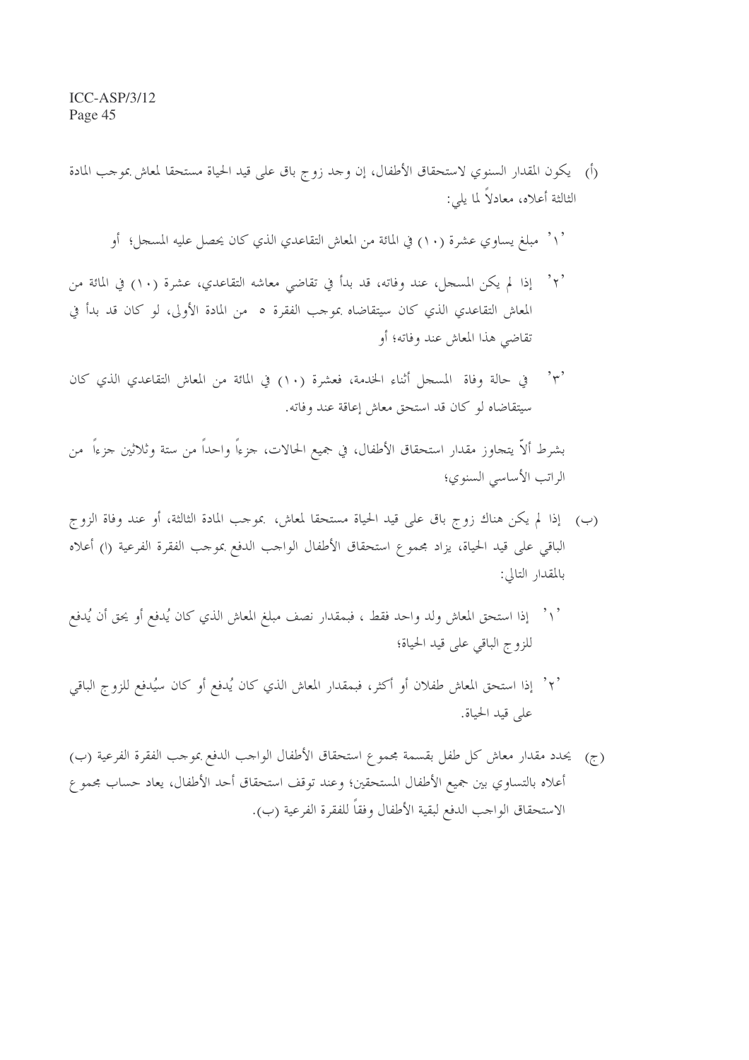(أ) يكون المقدار السنوي لاستحقاق الأطفال، إن وجد زوج باق على قيد الحياة مستحقا لمعاش بموجب المادة الثالثة أعلاه، معادلاً لما يلي:

'١' مبلغ يساوي عشرة (١٠) في المائة من المعاش التقاعدي الذي كان يحصل عليه المسجل؛ أو

'٢' إذا لم يكن المسجل، عند وفاته، قد بدأ في تقاضي معاشه التقاعدي، عشرة (١٠) في المائة من المعاش التقاعدي الذي كان سيتقاضاه بموجب الفقرة ٥ من المادة الأولى، لو كان قد بدأ في تقاضي هذا المعاش عند وفاته؛ أو

'٣' في حالة وفاة المسجل أثناء الخدمة، فعشرة (١٠) في المائة من المعاش التقاعدي الذي كان سيتقاضاه لو كان قد استحق معاش إعاقة عند وفاته.

بشرط ألاّ يتجاوز مقدار استحقاق الأطفال، في جميع الحالات، جزءاً واحداً من ستة وثلاثين جزءاً من الراتب الأساسي السنوي؛

(ب) إذا لم يكن هناك زوج باق على قيد الحياة مستحقا لمعاش، بموجب المادة الثالثة، أو عند وفاة الزوج الباقي على قيد الحياة، يزاد مجموع استحقاق الأطفال الواجب الدفع بموجب الفقرة الفرعية (ا) أعلاه بالمقدار التالي:

'١' إذا استحق المعاش ولد واحد فقط ، فبمقدار نصف مبلغ المعاش الذي كان يُدفع أو يحق أن يُدفع للزوج الباقي على قيد الحياة؛

'٢' إذا استحق المعاش طفلان أو أكثر، فبمقدار المعاش الذي كان يُدفع أو كان سيُدفع للزوج الباقي على قيد الحياة.

(ج) يحدد مقدار معاش كل طفل بقسمة مجموع استحقاق الأطفال الواجب الدفع بموجب الفقرة الفرعية (ب) أعلاه بالتساوي بين جميع الأطفال المستحقين؛ وعند توقف استحقاق أحد الأطفال، يعاد حساب مجموع الاستحقاق الواجب الدفع لبقية الأطفال وفقاً للفقرة الفرعية (ب).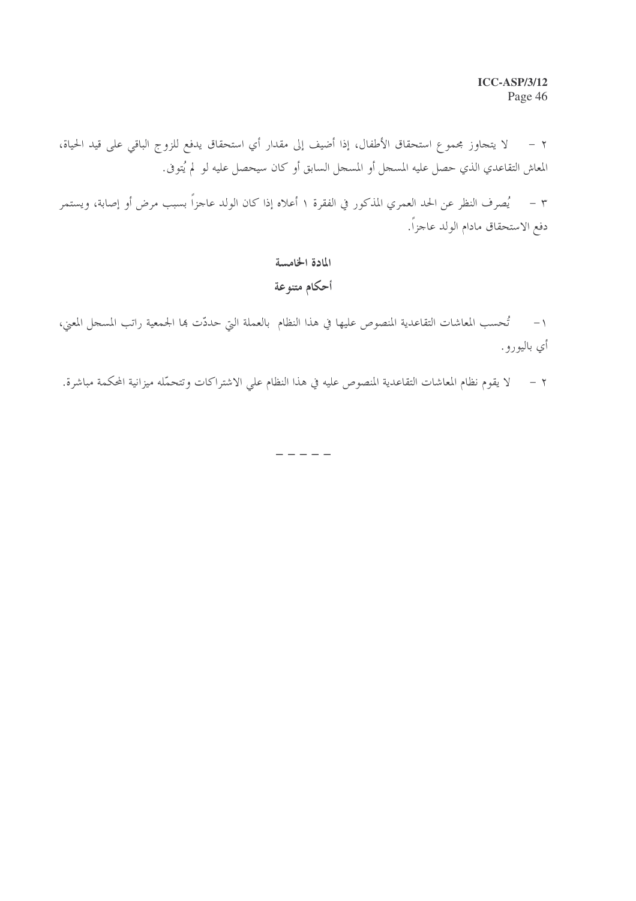٢ - لا يتجاوز مجموع استحقاق الأطفال، إذا أضيف إلى مقدار أي استحقاق يدفع للزوج الباقي على قيد الحياة، المعاش التقاعدي الذي حصل عليه المسجل أو المسجل السابق أو كان سيحصل عليه لو لم يُتوفى.

٣ - يُصرف النظر عن الحد العمري المذكور في الفقرة ١ أعلاه إذا كان الولد عاجزاً بسبب مرض أو إصابة، ويستمر دفع الاستحقاق مادام الولد عاجزاً.

## المادة الخامسة

## أحكام متنوعة

١- تُحسب المعاشات التقاعدية المنصوص عليها في هذا النظام بالعملة التي حددّت بها الجمعية راتب المسجل المعني، أي باليورو.

٢ - لا يقوم نظام المعاشات التقاعدية المنصوص عليه في هذا النظام علي الاشتراكات وتتحمّله ميزانية المحكمة مباشرة.

- - - - -